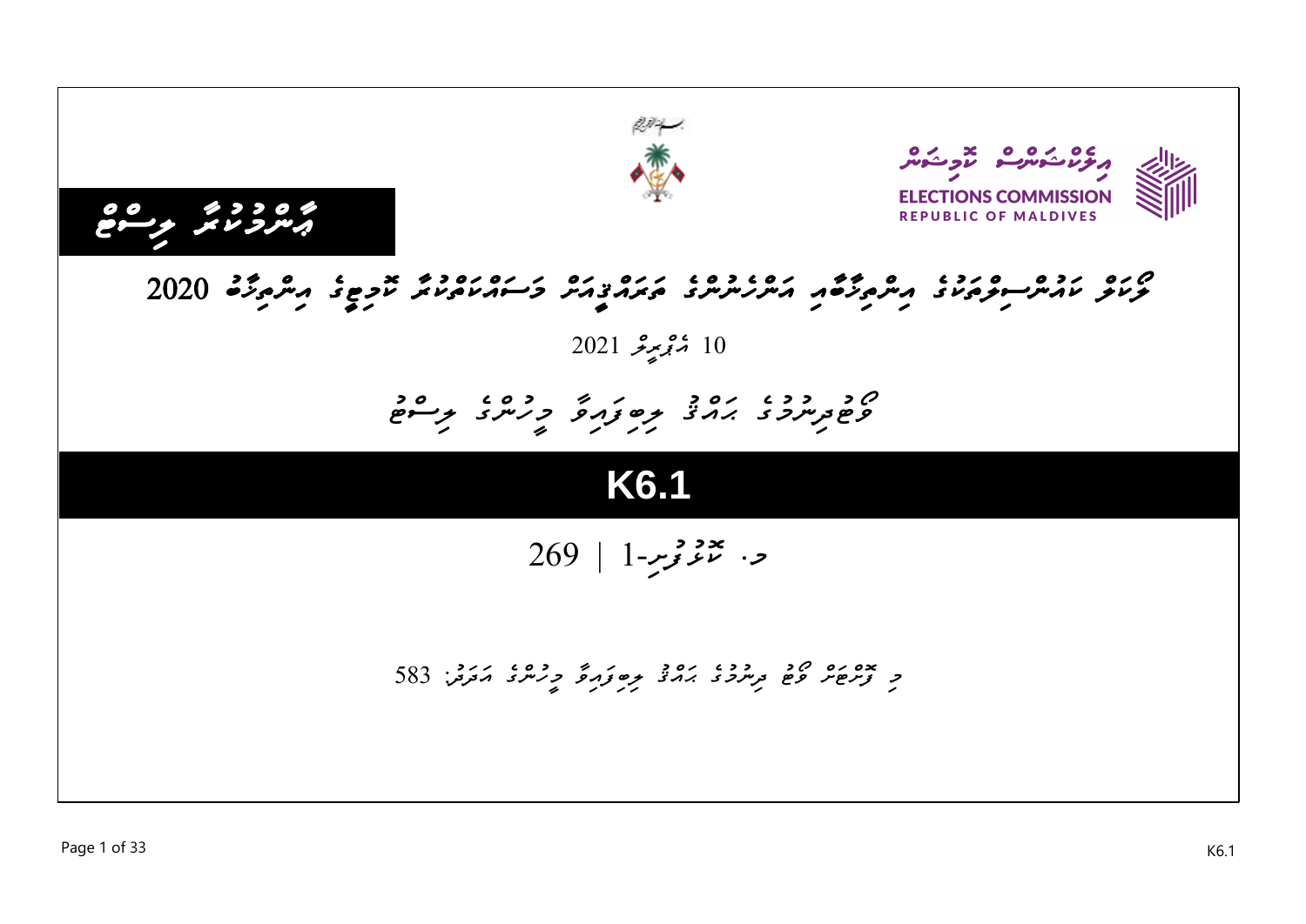بِسْمِ اللّٰهِ الرَّحْمٰنِ الرَّحِيْم

އިލެކްޝަންސް ކޮމިޝަން

ELECTIONS COMMISSION
REPUBLIC OF MALDIVES

އާންމުކުރާ ލިސްޓު

# ލޯކަލް ކައުންސިލްތަކުގެ އިންތިހާބާއި އަންހެނުންގެ ތަރައްޤީއަށް މަސައްކަތްކުރާ ކޮމިޓީގެ އިންތިހާބު 2020

10 އޭޕްރިލް 2021

ވޯޓުދިނުމުގެ ނައުބު ލިބިފައިވާ މީހުންގެ ލިސްޓު

# K6.1

މ. ކޮޅުފުށި-1 | 269

މި ފޮށްޓަށް ވޯޓު ދިނުމުގެ ނައުބު ލިބިފައިވާ މީހުންގެ އަދަދު: 583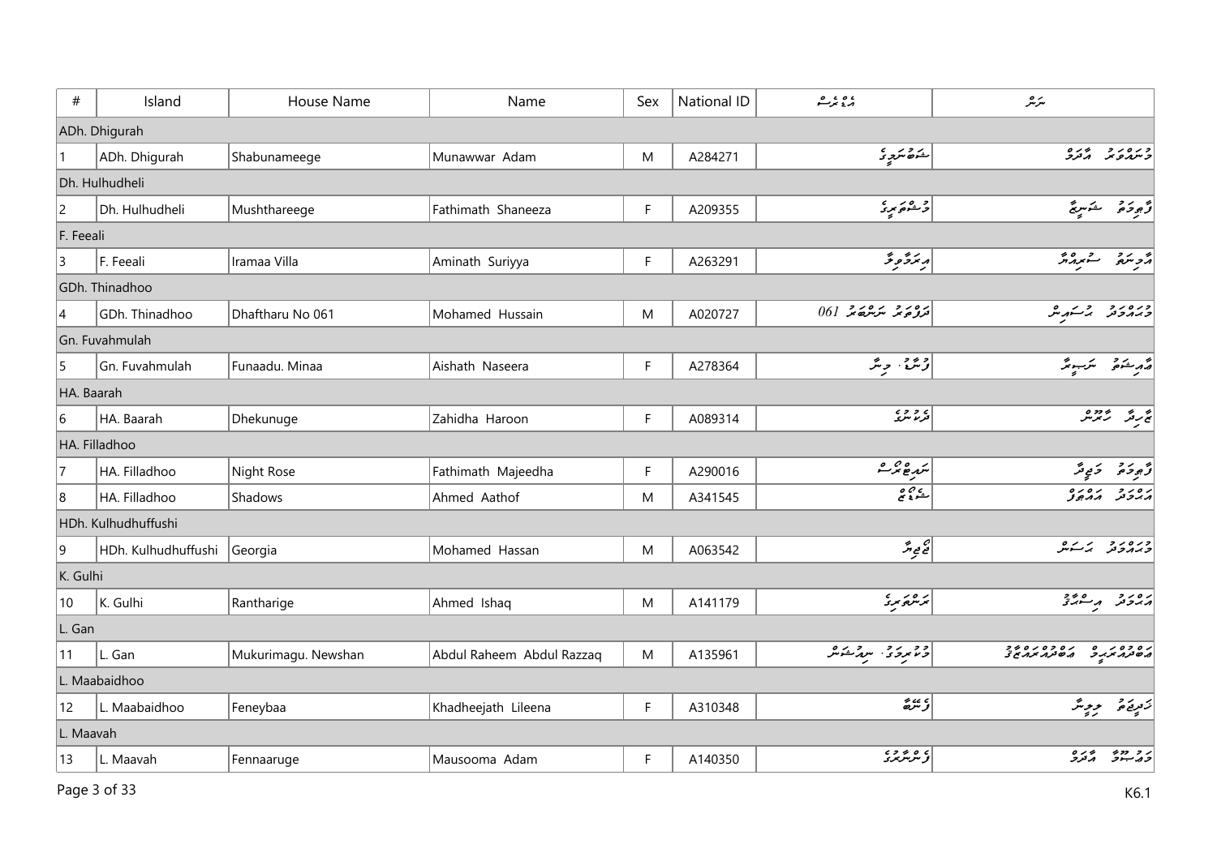| # | Island | House Name | Name | Sex | National ID | ގެއެޑްރެސް | ނަން |
|---|---|---|---|---|---|---|---|
| ADh. Dhigurah | | | | | | | |
| 1 | ADh. Dhigurah | Shabunameege | Munawwar Adam | M | A284271 | ޝަބުނަމީގެ | މުނައްވަރު އާދަމް |
| Dh. Hulhudheli | | | | | | | |
| 2 | Dh. Hulhudheli | Mushthareege | Fathimath Shaneeza | F | A209355 | މުށްތަރީގެ | ފާތިމަތު ޝަނީޒާ |
| F. Feeali | | | | | | | |
| 3 | F. Feeali | Iramaa Villa | Aminath Suriyya | F | A263291 | އިރަމާވިލާ | އާމިނަތު ސުރިއްޔާ |
| GDh. Thinadhoo | | | | | | | |
| 4 | GDh. Thinadhoo | Dhaftharu No 061 | Mohamed Hussain | M | A020727 | ދަފްތަރު ނަންބަރު 061 | މުހައްމަދު ހުސައިން |
| Gn. Fuvahmulah | | | | | | | |
| 5 | Gn. Fuvahmulah | Funaadu. Minaa | Aishath Naseera | F | A278364 | ފުނާދު. މިނާ | އާއިޝަތު ނަސީރާ |
| HA. Baarah | | | | | | | |
| 6 | HA. Baarah | Dhekunuge | Zahidha Haroon | F | A089314 | ދެކުނުގެ | ޒާހިދާހާރޫން |
| HA. Filladhoo | | | | | | | |
| 7 | HA. Filladhoo | Night Rose | Fathimath Majeedha | F | A290016 | ނައިޓްރޯސް | ފާތިމަތު މަޖީދާ |
| 8 | HA. Filladhoo | Shadows | Ahmed Aathof | M | A341545 | ޝެޑޯޒް | އަހްމަދު އައުތޫފް |
| HDh. Kulhudhuffushi | | | | | | | |
| 9 | HDh. Kulhudhuffushi | Georgia | Mohamed Hassan | M | A063542 | ޖޯޖިއާ | މުހައްމަދު ހަސަން |
| K. Gulhi | | | | | | | |
| 10 | K. Gulhi | Rantharige | Ahmed Ishaq | M | A141179 | ރަންތަރިގެ | އަހްމަދު އިސްޙާޤު |
| L. Gan | | | | | | | |
| 11 | L. Gan | Mukurimagu. Newshan | Abdul Raheem Abdul Razzaq | M | A135961 | މުކުރިމަގު. ނިއުޝަން | އަބްދުލްރަހީމް އަބްދުއްރައްޒާޤު |
| L. Maabaidhoo | | | | | | | |
| 12 | L. Maabaidhoo | Feneybaa | Khadheejath Lileena | F | A310348 | ފެނޭބާ | ޚަދީޖާތު ލިލީނާ |
| L. Maavah | | | | | | | |
| 13 | L. Maavah | Fennaaruge | Mausooma Adam | F | A140350 | ފެންނާރުގެ | މައުސޫމާ އާދަމް |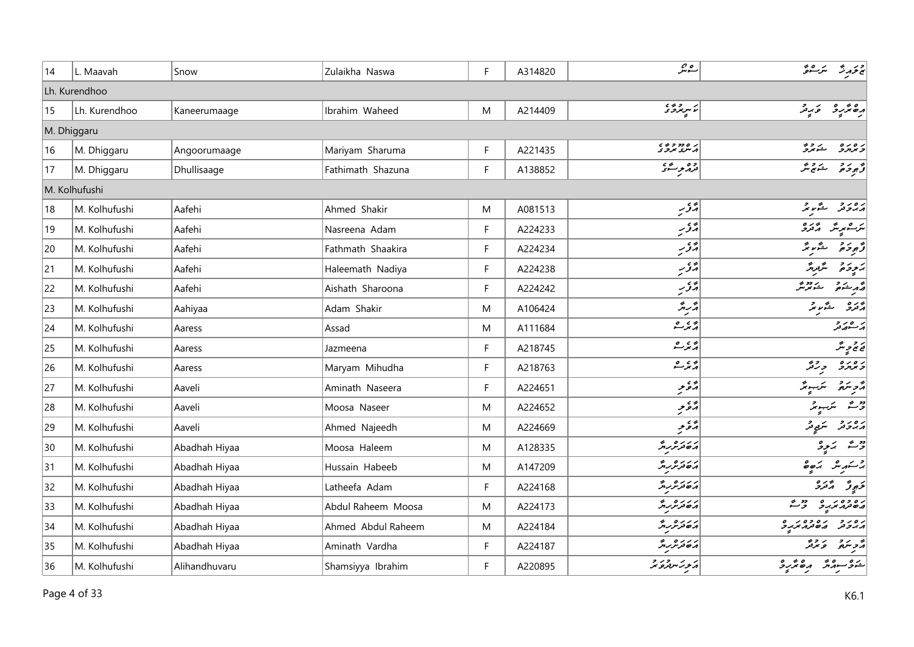| | | | | | | | |
|---|---|---|---|---|---|---|---|
| 14 | L. Maavah | Snow | Zulaikha Naswa | F | A314820 | ސްނޯ | ޒުލައިޚާ ނަސްވާ |
| Lh. Kurendhoo | | | | | | | |
| 15 | Lh. Kurendhoo | Kaneerumaage | Ibrahim Waheed | M | A214409 | ކަނީރުމާގެ | އިބްރާހީމް ވަހީދު |
| M. Dhiggaru | | | | | | | |
| 16 | M. Dhiggaru | Angoorumaage | Mariyam Sharuma | F | A221435 | އަނގޫރުމާގެ | މަރިޔަމް ޝަރުމާ |
| 17 | M. Dhiggaru | Dhullisaage | Fathimath Shazuna | F | A138852 | ދުއްލިސާގެ | ފާތިމަތު ޝަޒުނާ |
| M. Kolhufushi | | | | | | | |
| 18 | M. Kolhufushi | Aafehi | Ahmed Shakir | M | A081513 | އާފެހި | އަހުމަދު ޝާކިރު |
| 19 | M. Kolhufushi | Aafehi | Nasreena Adam | F | A224233 | އާފެހި | ނަސްރީނާ އާދަމް |
| 20 | M. Kolhufushi | Aafehi | Fathmath Shaakira | F | A224234 | އާފެހި | ފާތިމަތު ޝާކިރާ |
| 21 | M. Kolhufushi | Aafehi | Haleemath Nadiya | F | A224238 | އާފެހި | ހަލީމަތު ނާދިޔާ |
| 22 | M. Kolhufushi | Aafehi | Aishath Sharoona | F | A224242 | އާފެހި | އައިށަތު ޝަރޫނާ |
| 23 | M. Kolhufushi | Aahiyaa | Adam Shakir | M | A106424 | އާހިޔާ | އާދަމް ޝާކިރު |
| 24 | M. Kolhufushi | Aaress | Assad | M | A111684 | އާރެސް | އަސްޢަދު |
| 25 | M. Kolhufushi | Aaress | Jazmeena | F | A218745 | އާރެސް | ޖަޒްމީނާ |
| 26 | M. Kolhufushi | Aaress | Maryam Mihudha | F | A218763 | އާރެސް | މަރިޔަމް މިހުދާ |
| 27 | M. Kolhufushi | Aaveli | Aminath Naseera | F | A224651 | އާވެލި | އާމިނަތު ނަސީރާ |
| 28 | M. Kolhufushi | Aaveli | Moosa Naseer | M | A224652 | އާވެލި | މޫސާ ނަސީރު |
| 29 | M. Kolhufushi | Aaveli | Ahmed Najeedh | M | A224669 | އާވެލި | އަހުމަދު ނަޖީދު |
| 30 | M. Kolhufushi | Abadhah Hiyaa | Moosa Haleem | M | A128335 | އަބަދަހުހިޔާ | މޫސާ ހަލީމް |
| 31 | M. Kolhufushi | Abadhah Hiyaa | Hussain Habeeb | M | A147209 | އަބަދަހުހިޔާ | ހުސައިން ހަބީބު |
| 32 | M. Kolhufushi | Abadhah Hiyaa | Latheefa Adam | F | A224168 | އަބަދަހުހިޔާ | ލަތީފާ އާދަމް |
| 33 | M. Kolhufushi | Abadhah Hiyaa | Abdul Raheem Moosa | M | A224173 | އަބަދަހުހިޔާ | އަބްދުއްރަޙީމް މޫސާ |
| 34 | M. Kolhufushi | Abadhah Hiyaa | Ahmed Abdul Raheem | M | A224184 | އަބަދަހުހިޔާ | އަހުމަދު އަބްދުއްރަހީމް |
| 35 | M. Kolhufushi | Abadhah Hiyaa | Aminath Vardha | F | A224187 | އަބަދަހުހިޔާ | އާމިނަތު ވަރުދާ |
| 36 | M. Kolhufushi | Alihandhuvaru | Shamsiyya Ibrahim | F | A220895 | އަލިހަނދުވަރު | ޝަމްސިއްޔާ އިބްރާހީމް |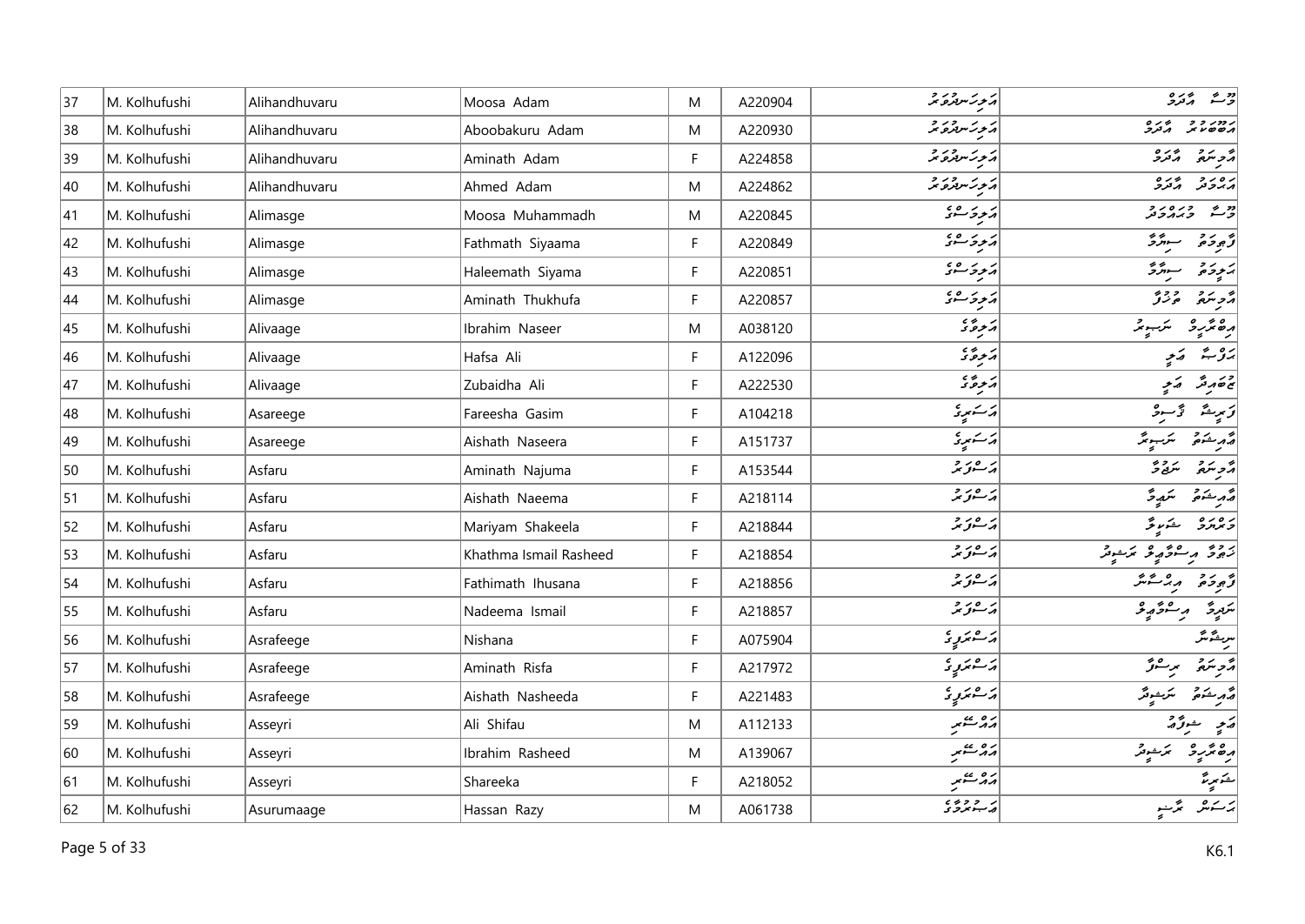| | | | | | | | |
|---|---|---|---|---|---|---|---|
| 37 | M. Kolhufushi | Alihandhuvaru | Moosa Adam | M | A220904 | އަލިހަނދުވަރު | މޫސާ އާދަމް |
| 38 | M. Kolhufushi | Alihandhuvaru | Aboobakuru Adam | M | A220930 | އަލިހަނދުވަރު | އަބޫބަކުރު އާދަމް |
| 39 | M. Kolhufushi | Alihandhuvaru | Aminath Adam | F | A224858 | އަލިހަނދުވަރު | އާމިނަތު އާދަމް |
| 40 | M. Kolhufushi | Alihandhuvaru | Ahmed Adam | M | A224862 | އަލިހަނދުވަރު | އަޙްމަދު އާދަމް |
| 41 | M. Kolhufushi | Alimasge | Moosa Muhammadh | M | A220845 | އަލިމަސްގެ | މޫސާ މުޙައްމަދު |
| 42 | M. Kolhufushi | Alimasge | Fathmath Siyaama | F | A220849 | އަލިމަސްގެ | ފާތިމަތު ސިޔާމާ |
| 43 | M. Kolhufushi | Alimasge | Haleemath Siyama | F | A220851 | އަލިމަސްގެ | ހަލީމަތު ސިޔާމާ |
| 44 | M. Kolhufushi | Alimasge | Aminath Thukhufa | F | A220857 | އަލިމަސްގެ | އާމިނަތު ތުޚުފާ |
| 45 | M. Kolhufushi | Alivaage | Ibrahim Naseer | M | A038120 | އަލިވާގެ | އިބްރާހީމް ނަސީރު |
| 46 | M. Kolhufushi | Alivaage | Hafsa Ali | F | A122096 | އަލިވާގެ | ހަފްޞާ އަލި |
| 47 | M. Kolhufushi | Alivaage | Zubaidha Ali | F | A222530 | އަލިވާގެ | ޒުބައިދާ އަލި |
| 48 | M. Kolhufushi | Asareege | Fareesha Gasim | F | A104218 | އަސަރީގެ | ފަރީޝާ ޤާސިމް |
| 49 | M. Kolhufushi | Asareege | Aishath Naseera | F | A151737 | އަސަރީގެ | އާއިޝަތު ނަސީރާ |
| 50 | M. Kolhufushi | Asfaru | Aminath Najuma | F | A153544 | އަސްފަރު | އާމިނަތު ނަޖުމާ |
| 51 | M. Kolhufushi | Asfaru | Aishath Naeema | F | A218114 | އަސްފަރު | އާއިޝަތު ނައީމާ |
| 52 | M. Kolhufushi | Asfaru | Mariyam Shakeela | F | A218844 | އަސްފަރު | މަރިޔަމް ޝަކީލާ |
| 53 | M. Kolhufushi | Asfaru | Khathma Ismail Rasheed | F | A218854 | އަސްފަރު | ޚަތްމާ އިސްމާޢީލް ރަޝީދު |
| 54 | M. Kolhufushi | Asfaru | Fathimath Ihusana | F | A218856 | އަސްފަރު | ފާތިމަތު އިޙްސާނާ |
| 55 | M. Kolhufushi | Asfaru | Nadeema Ismail | F | A218857 | އަސްފަރު | ނަދީމާ އިސްމާޢީލް |
| 56 | M. Kolhufushi | Asrafeege | Nishana | F | A075904 | އަސްރަފީގެ | ނިޝާނާ |
| 57 | M. Kolhufushi | Asrafeege | Aminath Risfa | F | A217972 | އަސްރަފީގެ | އާމިނަތު ރިސްފާ |
| 58 | M. Kolhufushi | Asrafeege | Aishath Nasheeda | F | A221483 | އަސްރަފީގެ | އާއިޝަތު ނަޝީދާ |
| 59 | M. Kolhufushi | Asseyri | Ali Shifau | M | A112133 | އައްސޭރި | އަލި ޝިފާއު |
| 60 | M. Kolhufushi | Asseyri | Ibrahim Rasheed | M | A139067 | އައްސޭރި | އިބްރާހީމް ރަޝީދު |
| 61 | M. Kolhufushi | Asseyri | Shareeka | F | A218052 | އައްސޭރި | ޝަރީކާ |
| 62 | M. Kolhufushi | Asurumaage | Hassan Razy | M | A061738 | އަސުރުމާގެ | ހަސަން ރާޒީ |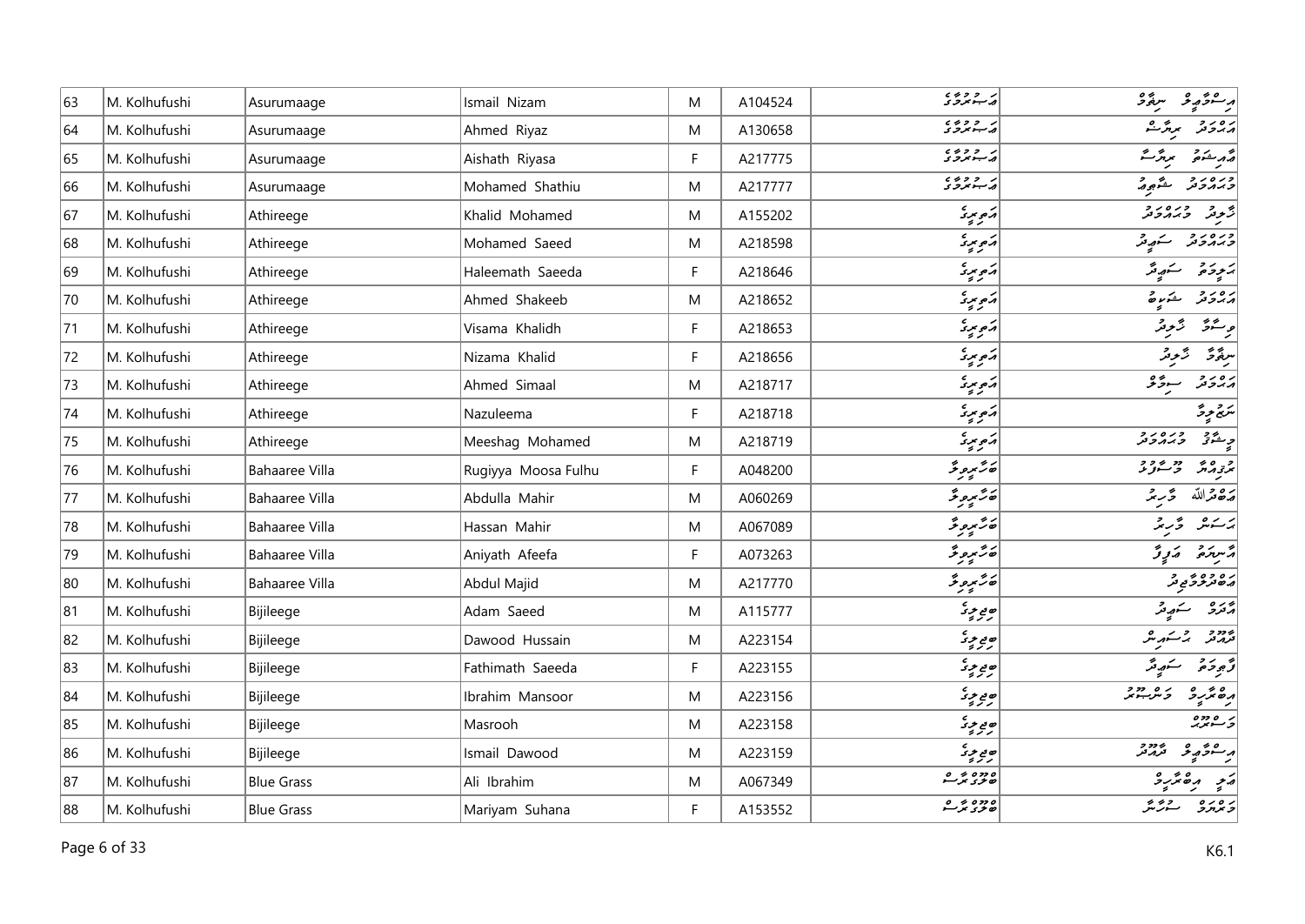| | | | | | | |
|---|---|---|---|---|---|---|
| 63 | M. Kolhufushi | Asurumaage | Ismail Nizam | M | A104524 | اسرمާގެ | އިސްމާޢީލް ނިޒާމް |
| 64 | M. Kolhufushi | Asurumaage | Ahmed Riyaz | M | A130658 | އަސުރުމާގެ | އަޙްމަދު ރިޔާޒް |
| 65 | M. Kolhufushi | Asurumaage | Aishath Riyasa | F | A217775 | އަސުރުމާގެ | އާއިޝަތު ރިޔާސާ |
| 66 | M. Kolhufushi | Asurumaage | Mohamed Shathiu | M | A217777 | އަސުރުމާގެ | މުޙައްމަދު ޝާތިއު |
| 67 | M. Kolhufushi | Athireege | Khalid Mohamed | M | A155202 | އަތިރީގެ | ޚާލިދު މުޙައްމަދު |
| 68 | M. Kolhufushi | Athireege | Mohamed Saeed | M | A218598 | އަތިރީގެ | މުޙައްމަދު ސައީދު |
| 69 | M. Kolhufushi | Athireege | Haleemath Saeeda | F | A218646 | އަތިރީގެ | ހަލީމަތު ސައީދާ |
| 70 | M. Kolhufushi | Athireege | Ahmed Shakeeb | M | A218652 | އަތިރީގެ | އަޙްމަދު ޝަކީބް |
| 71 | M. Kolhufushi | Athireege | Visama Khalidh | F | A218653 | އަތިރީގެ | ވިސާމާ ޚާލިދު |
| 72 | M. Kolhufushi | Athireege | Nizama Khalid | F | A218656 | އަތިރީގެ | ނިޒާމާ ޚާލިދު |
| 73 | M. Kolhufushi | Athireege | Ahmed Simaal | M | A218717 | އަތިރީގެ | އަޙްމަދު ސިމާލް |
| 74 | M. Kolhufushi | Athireege | Nazuleema | F | A218718 | އަތިރީގެ | ނަޒުލީމާ |
| 75 | M. Kolhufushi | Athireege | Meeshag Mohamed | M | A218719 | އަތިރީގެ | މީޝާގު މުޙައްމަދު |
| 76 | M. Kolhufushi | Bahaaree Villa | Rugiyya Moosa Fulhu | F | A048200 | ބަހާރީވިލާ | ރުގިއްޔާ މޫސާފުޅު |
| 77 | M. Kolhufushi | Bahaaree Villa | Abdulla Mahir | M | A060269 | ބަހާރީވިލާ | އަބްދުﷲ މާހިރު |
| 78 | M. Kolhufushi | Bahaaree Villa | Hassan Mahir | M | A067089 | ބަހާރީވިލާ | ހަސަން މާހިރު |
| 79 | M. Kolhufushi | Bahaaree Villa | Aniyath Afeefa | F | A073263 | ބަހާރީވިލާ | އަނިޔަތު އަފީފާ |
| 80 | M. Kolhufushi | Bahaaree Villa | Abdul Majid | M | A217770 | ބަހާރީވިލާ | އަބްދުލްމާޖިދު |
| 81 | M. Kolhufushi | Bijileege | Adam Saeed | M | A115777 | ބިޖިލީގެ | އާދަމް ސައީދު |
| 82 | M. Kolhufushi | Bijileege | Dawood Hussain | M | A223154 | ބިޖިލީގެ | ދާއޫދު ހުސައިން |
| 83 | M. Kolhufushi | Bijileege | Fathimath Saeeda | F | A223155 | ބިޖިލީގެ | ފާތިމަތު ސައީދާ |
| 84 | M. Kolhufushi | Bijileege | Ibrahim Mansoor | M | A223156 | ބިޖިލީގެ | އިބްރާހިމް މަންސޫރު |
| 85 | M. Kolhufushi | Bijileege | Masrooh | M | A223158 | ބިޖިލީގެ | މަސްރޫހު |
| 86 | M. Kolhufushi | Bijileege | Ismail Dawood | M | A223159 | ބިޖިލީގެ | އިސްމާޢީލް ދާއޫދު |
| 87 | M. Kolhufushi | Blue Grass | Ali Ibrahim | M | A067349 | ބްލޫގްރާސް | އަލި އިބްރާހިމް |
| 88 | M. Kolhufushi | Blue Grass | Mariyam Suhana | F | A153552 | ބްލޫގްރާސް | މަރިޔަމް ސުހާނާ |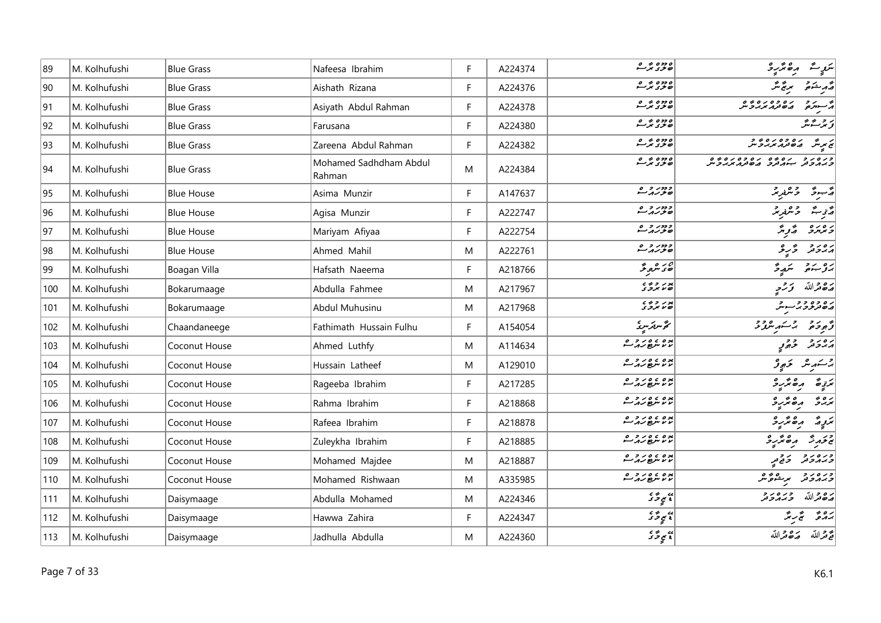| | | | | | | | |
|---|---|---|---|---|---|---|---|
| 89 | M. Kolhufushi | Blue Grass | Nafeesa Ibrahim | F | A224374 | ބްލޫގްރާސް | ނަފީސާ އިބްރާހީމް |
| 90 | M. Kolhufushi | Blue Grass | Aishath Rizana | F | A224376 | ބްލޫގްރާސް | އައިޝަތު ރިޒާނާ |
| 91 | M. Kolhufushi | Blue Grass | Asiyath Abdul Rahman | F | A224378 | ބްލޫގްރާސް | އާސިޔަތު އަބްދުއްރަޙްމާން |
| 92 | M. Kolhufushi | Blue Grass | Farusana | F | A224380 | ބްލޫގްރާސް | ފަރުސާނާ |
| 93 | M. Kolhufushi | Blue Grass | Zareena Abdul Rahman | F | A224382 | ބްލޫގްރާސް | ޒަރީނާ އަބްދުއްރަޙްމާން |
| 94 | M. Kolhufushi | Blue Grass | Mohamed Sadhdham Abdul Rahman | M | A224384 | ބްލޫގްރާސް | މުޙައްމަދު ސައްދާމް އަބްދުއްރަޙްމާން |
| 95 | M. Kolhufushi | Blue House | Asima Munzir | F | A147637 | ބްލޫހައުސް | އާސިމާ މުންޒިރު |
| 96 | M. Kolhufushi | Blue House | Agisa Munzir | F | A222747 | ބްލޫހައުސް | އާޤިސާ މުންޒިރު |
| 97 | M. Kolhufushi | Blue House | Mariyam Afiyaa | F | A222754 | ބްލޫހައުސް | މަރިޔަމް އާފިޔާ |
| 98 | M. Kolhufushi | Blue House | Ahmed Mahil | M | A222761 | ބްލޫހައުސް | އަޙްމަދު މާހިލް |
| 99 | M. Kolhufushi | Boagan Villa | Hafsath Naeema | F | A218766 | ބޯގަންވިލާ | ހަފްސަތު ނަޢީމާ |
| 100 | M. Kolhufushi | Bokarumaage | Abdulla Fahmee | M | A217967 | ބޮކަރުމާގެ | އަބްދުﷲ ފަހުމީ |
| 101 | M. Kolhufushi | Bokarumaage | Abdul Muhusinu | M | A217968 | ބޮކަރުމާގެ | އަބްދުލްމުޙުސިނު |
| 102 | M. Kolhufushi | Chaandaneege | Fathimath Hussain Fulhu | F | A154054 | ޗާނދަނީގެ | ފާތިމަތު ޙުސައިންފުޅު |
| 103 | M. Kolhufushi | Coconut House | Ahmed Luthfy | M | A114634 | ކޮކޮނަޓްހައުސް | އަޙްމަދު ލުތުފީ |
| 104 | M. Kolhufushi | Coconut House | Hussain Latheef | M | A129010 | ކޮކޮނަޓްހައުސް | ޙުސައިން ލަޠީފު |
| 105 | M. Kolhufushi | Coconut House | Rageeba Ibrahim | F | A217285 | ކޮކޮނަޓްހައުސް | ރަޤީބާ އިބްރާހީމް |
| 106 | M. Kolhufushi | Coconut House | Rahma Ibrahim | F | A218868 | ކޮކޮނަޓްހައުސް | ރަޙްމާ އިބްރާހީމް |
| 107 | M. Kolhufushi | Coconut House | Rafeea Ibrahim | F | A218878 | ކޮކޮނަޓްހައުސް | ރަފީޢާ އިބްރާހީމް |
| 108 | M. Kolhufushi | Coconut House | Zuleykha Ibrahim | F | A218885 | ކޮކޮނަޓްހައުސް | ޒުލޭޚާ އިބްރާހީމް |
| 109 | M. Kolhufushi | Coconut House | Mohamed Majdee | M | A218887 | ކޮކޮނަޓްހައުސް | މުޙައްމަދު މަޖްދީ |
| 110 | M. Kolhufushi | Coconut House | Mohamed Rishwaan | M | A335985 | ކޮކޮނަޓްހައުސް | މުޙައްމަދު ރިޝްވާން |
| 111 | M. Kolhufushi | Daisymaage | Abdulla Mohamed | M | A224346 | ޑޭޒީމާގެ | އަބްދުﷲ މުޙައްމަދު |
| 112 | M. Kolhufushi | Daisymaage | Hawwa Zahira | F | A224347 | ޑޭޒީމާގެ | ޙައްވާ ޒާހިރާ |
| 113 | M. Kolhufushi | Daisymaage | Jadhulla Abdulla | M | A224360 | ޑޭޒީމާގެ | ޖާދުﷲ އަބްދުﷲ |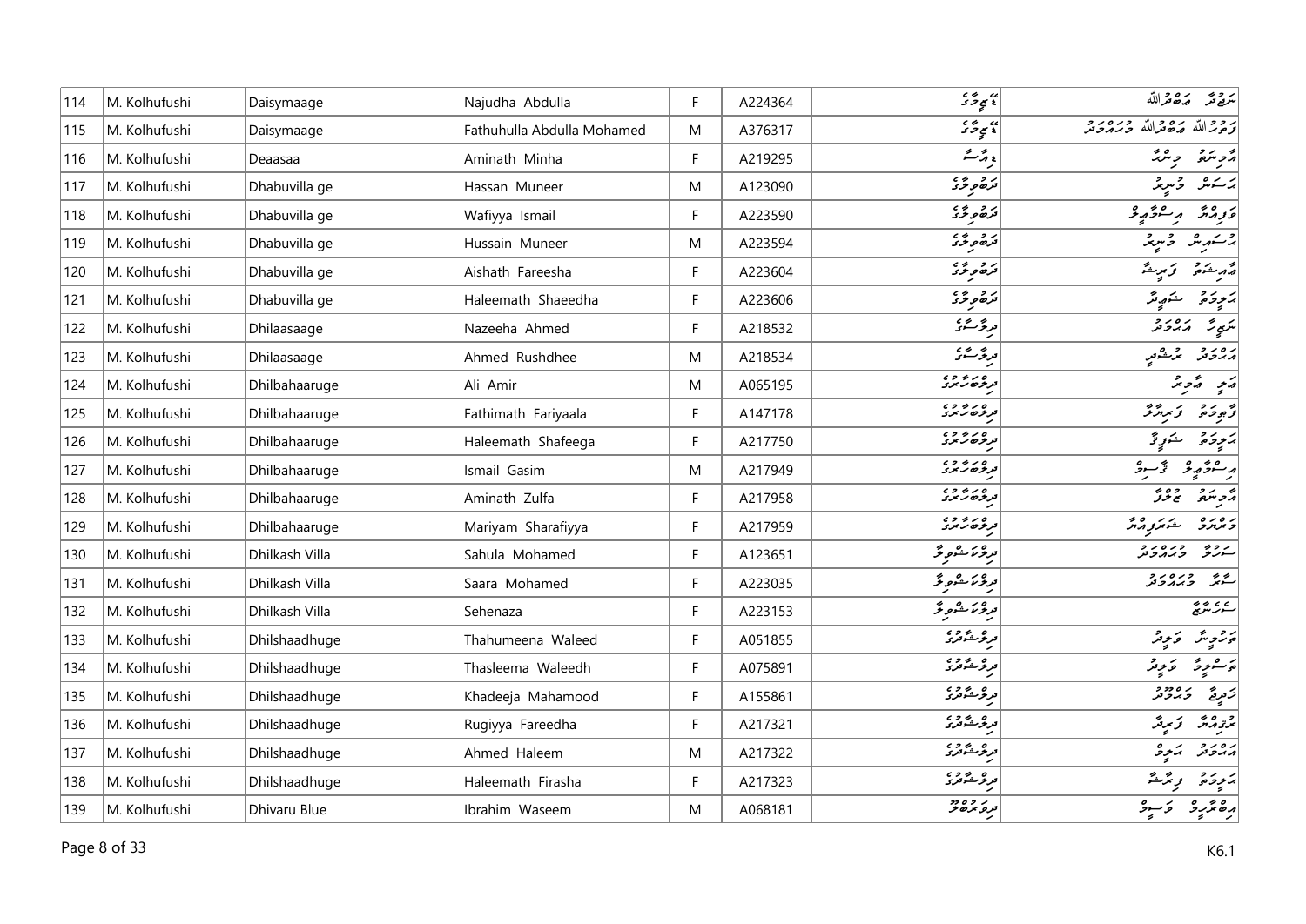| | | | | | | | |
|---|---|---|---|---|---|---|---|
| 114 | M. Kolhufushi | Daisymaage | Najudha Abdulla | F | A224364 | ءَ سِ وَّ دَ | سَرَجِ مَّر مَرَّ صْرَاللّه |
| 115 | M. Kolhufushi | Daisymaage | Fathuhulla Abdulla Mohamed | M | A376317 | ءَ سِ وَّ دَ | وَحْدِ اللّه مَرَّ صْرَاللّه وَبَرَمْرَوَ |
| 116 | M. Kolhufushi | Deaasaa | Aminath Minha | F | A219295 | ءِ مَرَ سَّ | مَرَّحِ سَرَهْ وِ سْرَرَّ |
| 117 | M. Kolhufushi | Dhabuvilla ge | Hassan Muneer | M | A123090 | مَرَصْوِ وَّ دَ | بَرَ سَرَسْ وَ سِرِ بُرْ |
| 118 | M. Kolhufushi | Dhabuvilla ge | Wafiyya Ismail | F | A223590 | مَرَصْوِ وَّ دَ | وَ وِ رْمَرَّ مِرِ سْوَّ مِرِ وْ |
| 119 | M. Kolhufushi | Dhabuvilla ge | Hussain Muneer | M | A223594 | مَرَصْوِ وَّ دَ | بُرْ سَهَرِ سْ وَ سِرِ بُرْ |
| 120 | M. Kolhufushi | Dhabuvilla ge | Aishath Fareesha | F | A223604 | مَرَصْوِ وَّ دَ | مَّرِ سْتَهْ وَ سِرِ سَّ |
| 121 | M. Kolhufushi | Dhabuvilla ge | Haleemath Shaeedha | F | A223606 | مَرَصْوِ وَّ دَ | بَرِ دَوْ سْتَهِ مَّر |
| 122 | M. Kolhufushi | Dhilaasaage | Nazeeha Ahmed | F | A218532 | مِرِ وَّ سَّ دَ | سَرِ بِرَّ مَرْ دَ وْ |
| 123 | M. Kolhufushi | Dhilaasaage | Ahmed Rushdhee | M | A218534 | مِرِ وَّ سَّ دَ | مَرْ دَ وْ بُرْ سْوْ مِر |
| 124 | M. Kolhufushi | Dhilbahaaruge | Ali Amir | M | A065195 | مِرِ وْ صَ رَّ بُرُ دَ | مَرِ مَّرِ بُرْ |
| 125 | M. Kolhufushi | Dhilbahaaruge | Fathimath Fariyaala | F | A147178 | مِرِ وْ صَ رَّ بُرُ دَ | وَّ جِ دَوْ وَ سِرِ مَرَّ وَّ |
| 126 | M. Kolhufushi | Dhilbahaaruge | Haleemath Shafeega | F | A217750 | مِرِ وْ صَ رَّ بُرُ دَ | بَرِ دَوْ سْتَوِ تَّ |
| 127 | M. Kolhufushi | Dhilbahaaruge | Ismail Gasim | M | A217949 | مِرِ وْ صَ رَّ بُرُ دَ | مِرِ سْوَّ مِرِ وْ تَّ سِوْ |
| 128 | M. Kolhufushi | Dhilbahaaruge | Aminath Zulfa | F | A217958 | مِرِ وْ صَ رَّ بُرُ دَ | مَّرِ سَرَهْ جُ وْ وَّ |
| 129 | M. Kolhufushi | Dhilbahaaruge | Mariyam Sharafiyya | F | A217959 | مِرِ وْ صَ رَّ بُرُ دَ | وَ بُرْ مَرْ وْ سْتَهَرِ وِ رْمَرَّ |
| 130 | M. Kolhufushi | Dhilkash Villa | Sahula Mohamed | F | A123651 | مِرِ وْ مَ سْوْ وِ وَّ | سَرُ وَّ وَبَرَمْرَوَ |
| 131 | M. Kolhufushi | Dhilkash Villa | Saara Mohamed | F | A223035 | مِرِ وْ مَ سْوْ وِ وَّ | سَّ بَرَّ وَبَرَمْرَوَ |
| 132 | M. Kolhufushi | Dhilkash Villa | Sehenaza | F | A223153 | مِرِ وْ مَ سْوْ وِ وَّ | سِرَ سَرَجَّ |
| 133 | M. Kolhufushi | Dhilshaadhuge | Thahumeena Waleed | F | A051855 | مِرِ وْ سْتَّ مْرُ دَ | جَرْ وِ سَّ وَ وِ مْر |
| 134 | M. Kolhufushi | Dhilshaadhuge | Thasleema Waleedh | F | A075891 | مِرِ وْ سْتَّ مْرُ دَ | جَ سْوِ وَّ وَ وِ مْر |
| 135 | M. Kolhufushi | Dhilshaadhuge | Khadeeja Mahamood | F | A155861 | مِرِ وْ سْتَّ مْرُ دَ | زَ مِرِ جَّ وَ بَرْ وْ مْر |
| 136 | M. Kolhufushi | Dhilshaadhuge | Rugiyya Fareedha | F | A217321 | مِرِ وْ سْتَّ مْرُ دَ | بُرْ وِ رْمَرَّ وَ سِرِ مَّر |
| 137 | M. Kolhufushi | Dhilshaadhuge | Ahmed Haleem | M | A217322 | مِرِ وْ سْتَّ مْرُ دَ | مَرْ دَ وْ بَرِ وْ |
| 138 | M. Kolhufushi | Dhilshaadhuge | Haleemath Firasha | F | A217323 | مِرِ وْ سْتَّ مْرُ دَ | بَرِ دَوْ وِ بُرْ سَّ |
| 139 | M. Kolhufushi | Dhivaru Blue | Ibrahim Waseem | M | A068181 | مِرِ وَ بُرْ صْ وْ | مِرِ صْ بُرْ رِ وْ وَ سِوْ |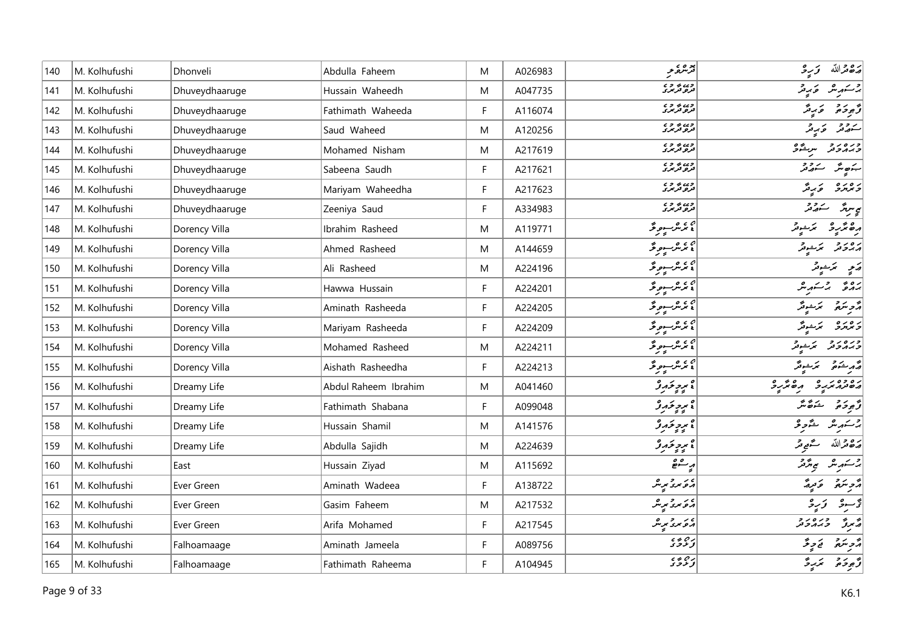| | | | | | | | |
|---|---|---|---|---|---|---|---|
| 140 | M. Kolhufushi | Dhonveli | Abdulla Faheem | M | A026983 | ދޮންވެލި | އަބްދުﷲ ފަހީމް |
| 141 | M. Kolhufushi | Dhuveydhaaruge | Hussain Waheedh | M | A047735 | ދުވޭދާރުގެ | ހުސައިން ވަޙީދު |
| 142 | M. Kolhufushi | Dhuveydhaaruge | Fathimath Waheeda | F | A116074 | ދުވޭދާރުގެ | ފާތިމަތު ވަޙީދާ |
| 143 | M. Kolhufushi | Dhuveydhaaruge | Saud Waheed | M | A120256 | ދުވޭދާރުގެ | ސައުދު ވަޙީދު |
| 144 | M. Kolhufushi | Dhuveydhaaruge | Mohamed Nisham | M | A217619 | ދުވޭދާރުގެ | މުޙައްމަދު ނިޝާމް |
| 145 | M. Kolhufushi | Dhuveydhaaruge | Sabeena Saudh | F | A217621 | ދުވޭދާރުގެ | ސަބީނާ ސައުދު |
| 146 | M. Kolhufushi | Dhuveydhaaruge | Mariyam Waheedha | F | A217623 | ދުވޭދާރުގެ | މަރިޔަމް ވަޙީދާ |
| 147 | M. Kolhufushi | Dhuveydhaaruge | Zeeniya Saud | F | A334983 | ދުވޭދާރުގެ | ޒީނިޔާ ސައުދު |
| 148 | M. Kolhufushi | Dorency Villa | Ibrahim Rasheed | M | A119771 | ޑޯރެންސީވިލާ | އިބްރާހީމް ރަޝީދު |
| 149 | M. Kolhufushi | Dorency Villa | Ahmed Rasheed | M | A144659 | ޑޯރެންސީވިލާ | އަޙްމަދު ރަޝީދު |
| 150 | M. Kolhufushi | Dorency Villa | Ali Rasheed | M | A224196 | ޑޯރެންސީވިލާ | އަލި ރަޝީދު |
| 151 | M. Kolhufushi | Dorency Villa | Hawwa Hussain | F | A224201 | ޑޯރެންސީވިލާ | ހައްވާ ހުސައިން |
| 152 | M. Kolhufushi | Dorency Villa | Aminath Rasheeda | F | A224205 | ޑޯރެންސީވިލާ | އާމިނަތު ރަޝީދާ |
| 153 | M. Kolhufushi | Dorency Villa | Mariyam Rasheeda | F | A224209 | ޑޯރެންސީވިލާ | މަރިޔަމް ރަޝީދާ |
| 154 | M. Kolhufushi | Dorency Villa | Mohamed Rasheed | M | A224211 | ޑޯރެންސީވިލާ | މުޙައްމަދު ރަޝީދު |
| 155 | M. Kolhufushi | Dorency Villa | Aishath Rasheedha | F | A224213 | ޑޯރެންސީވިލާ | އާއިޝަތު ރަޝީދާ |
| 156 | M. Kolhufushi | Dreamy Life | Abdul Raheem Ibrahim | M | A041460 | ޑްރީމީލައިފް | އަބްދުއްރަޙީމް އިބްރާހީމް |
| 157 | M. Kolhufushi | Dreamy Life | Fathimath Shabana | F | A099048 | ޑްރީމީލައިފް | ފާތިމަތު ޝަބާނާ |
| 158 | M. Kolhufushi | Dreamy Life | Hussain Shamil | M | A141576 | ޑްރީމީލައިފް | ހުސައިން ޝާމިލް |
| 159 | M. Kolhufushi | Dreamy Life | Abdulla Sajidh | M | A224639 | ޑްރީމީލައިފް | އަބްދުﷲ ސާޖިދު |
| 160 | M. Kolhufushi | East | Hussain Ziyad | M | A115692 | އީސްޓް | ހުސައިން ޒިޔާދު |
| 161 | M. Kolhufushi | Ever Green | Aminath Wadeea | F | A138722 | އެވަރގްރީން | އާމިނަތު ވަދީޢާ |
| 162 | M. Kolhufushi | Ever Green | Gasim Faheem | M | A217532 | އެވަރގްރީން | ޤާސިމް ފަހީމް |
| 163 | M. Kolhufushi | Ever Green | Arifa Mohamed | F | A217545 | އެވަރގްރީން | އާރިފާ މުޙައްމަދު |
| 164 | M. Kolhufushi | Falhoamaage | Aminath Jameela | F | A089756 | ފަޅޯމާގެ | އާމިނަތު ޖަމީލާ |
| 165 | M. Kolhufushi | Falhoamaage | Fathimath Raheema | F | A104945 | ފަޅޯމާގެ | ފާތިމަތު ރަޙީމާ |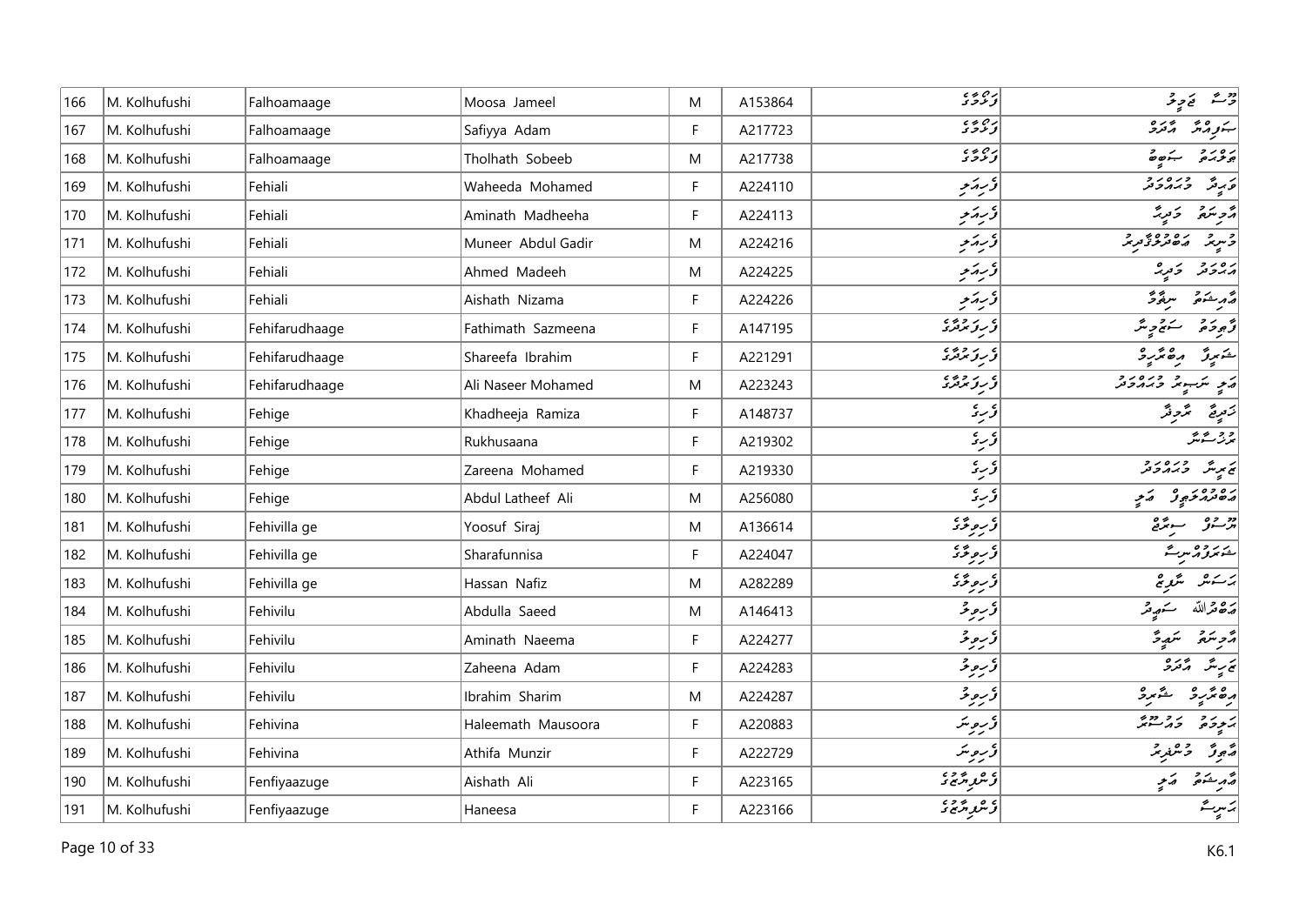| | | | | | | | |
|---|---|---|---|---|---|---|---|
| 166 | M. Kolhufushi | Falhoamaage | Moosa Jameel | M | A153864 | ފަލްހޯމާގެ | މޫސާ ޖަމީލް |
| 167 | M. Kolhufushi | Falhoamaage | Safiyya Adam | F | A217723 | ފަލްހޯމާގެ | ސަފިއްޔާ އާދަމް |
| 168 | M. Kolhufushi | Falhoamaage | Tholhath Sobeeb | M | A217738 | ފަލްހޯމާގެ | ޠަލްޙަތު ސަބީބު |
| 169 | M. Kolhufushi | Fehiali | Waheeda Mohamed | F | A224110 | ފެހިއަލި | ވަޙީދާ މުޙައްމަދު |
| 170 | M. Kolhufushi | Fehiali | Aminath Madheeha | F | A224113 | ފެހިއަލި | އާމިނަތު މަދީޙާ |
| 171 | M. Kolhufushi | Fehiali | Muneer Abdul Gadir | M | A224216 | ފެހިއަލި | މުނީރު އަބްދުލްޤާދިރު |
| 172 | M. Kolhufushi | Fehiali | Ahmed Madeeh | M | A224225 | ފެހިއަލި | އަޙްމަދު މަދީޙް |
| 173 | M. Kolhufushi | Fehiali | Aishath Nizama | F | A224226 | ފެހިއަލި | އައިށަތު ނިޒާމާ |
| 174 | M. Kolhufushi | Fehifarudhaage | Fathimath Sazmeena | F | A147195 | ފެހިފަރުދާގެ | ފާތިމަތު ސަޒްމީނާ |
| 175 | M. Kolhufushi | Fehifarudhaage | Shareefa Ibrahim | F | A221291 | ފެހިފަރުދާގެ | ޝަރީފާ އިބްރާހިމް |
| 176 | M. Kolhufushi | Fehifarudhaage | Ali Naseer Mohamed | M | A223243 | ފެހިފަރުދާގެ | އަލި ނަސީރު މުޙައްމަދު |
| 177 | M. Kolhufushi | Fehige | Khadheeja Ramiza | F | A148737 | ފެހިގެ | ޚަދީޖާ ރާމިޒާ |
| 178 | M. Kolhufushi | Fehige | Rukhusaana | F | A219302 | ފެހިގެ | ރުޚުސާނާ |
| 179 | M. Kolhufushi | Fehige | Zareena Mohamed | F | A219330 | ފެހިގެ | ޒަރީނާ މުޙައްމަދު |
| 180 | M. Kolhufushi | Fehige | Abdul Latheef Ali | M | A256080 | ފެހިގެ | އަބްދުއްލަޠީފު އަލި |
| 181 | M. Kolhufushi | Fehivilla ge | Yoosuf Siraj | M | A136614 | ފެހިވިލާގެ | ޔޫސުފް ސިރާޖު |
| 182 | M. Kolhufushi | Fehivilla ge | Sharafunnisa | F | A224047 | ފެހިވިލާގެ | ޝަރަފުއްނިސާ |
| 183 | M. Kolhufushi | Fehivilla ge | Hassan Nafiz | M | A282289 | ފެހިވިލާގެ | ހަސަން ނާފިޒު |
| 184 | M. Kolhufushi | Fehivilu | Abdulla Saeed | M | A146413 | ފެހިވިލު | އަބްދުﷲ ސަޢީދު |
| 185 | M. Kolhufushi | Fehivilu | Aminath Naeema | F | A224277 | ފެހިވިލު | އާމިނަތު ނަޢީމާ |
| 186 | M. Kolhufushi | Fehivilu | Zaheena Adam | F | A224283 | ފެހިވިލު | ޒަހީނާ އާދަމް |
| 187 | M. Kolhufushi | Fehivilu | Ibrahim Sharim | M | A224287 | ފެހިވިލު | އިބްރާހިމް ޝާރިމް |
| 188 | M. Kolhufushi | Fehivina | Haleemath Mausoora | F | A220883 | ފެހިވިނަ | ހަލީމަތު މައުސޫރާ |
| 189 | M. Kolhufushi | Fehivina | Athifa Munzir | F | A222729 | ފެހިވިނަ | އާތިފާ މުންޛިރު |
| 190 | M. Kolhufushi | Fenfiyaazuge | Aishath Ali | F | A223165 | ފެންފިޔާޒުގެ | އައިށަތު އަލި |
| 191 | M. Kolhufushi | Fenfiyaazuge | Haneesa | F | A223166 | ފެންފިޔާޒުގެ | ހަނީސާ |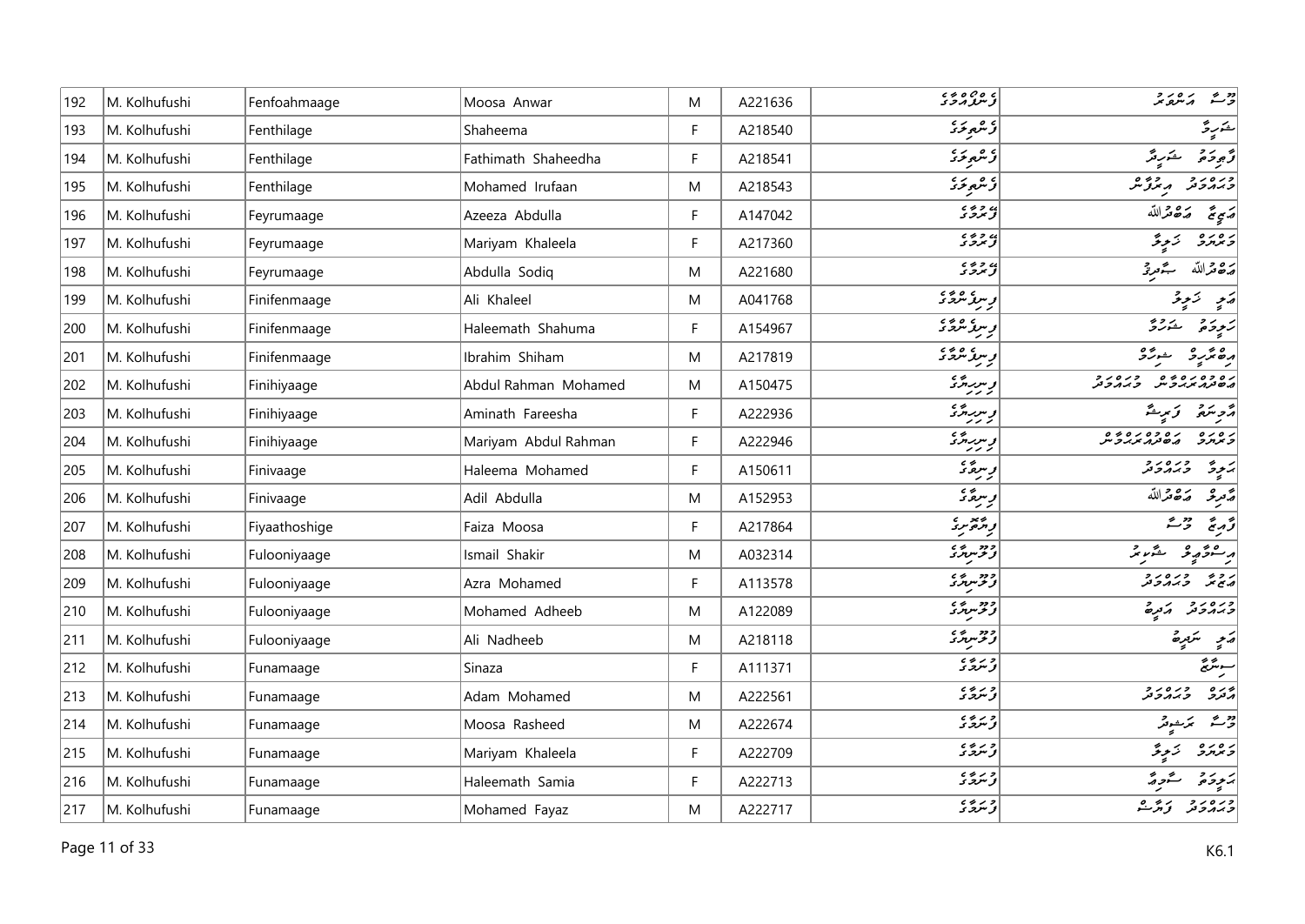| | | | | | | | |
|---|---|---|---|---|---|---|---|
| 192 | M. Kolhufushi | Fenfoahmaage | Moosa Anwar | M | A221636 | ؤشرۇمۇئ | ﺩﯨﺴﺎ ﺃﻧﻮﺭ |
| 193 | M. Kolhufushi | Fenthilage | Shaheema | F | A218540 | ؤشھوئ | ﺷﻬﯩﻤﺎ |
| 194 | M. Kolhufushi | Fenthilage | Fathimath Shaheedha | F | A218541 | ؤشھوئ | ﻓﺎﻃﯩﻤﺎﺕ ﺷﻬﯩﺪﺍ |
| 195 | M. Kolhufushi | Fenthilage | Mohamed Irufaan | M | A218543 | ؤشھوئ | ﻣﯘﻫﻪﻣﻪﺩ ﺋﯩﺮﯗﻓﺎﻥ |
| 196 | M. Kolhufushi | Feyrumaage | Azeeza Abdulla | F | A147042 | ؤبردئ | ﺋﻪﺯﯩﺰﺍ ﺋﻪﺑﺪﯗﻟﻼ |
| 197 | M. Kolhufushi | Feyrumaage | Mariyam Khaleela | F | A217360 | ؤبردئ | ﻣﻪﺭﯨﻴﻪﻡ ﺧﻪﻟﯩﻼ |
| 198 | M. Kolhufushi | Feyrumaage | Abdulla Sodiq | M | A221680 | ؤبردئ | ﺋﻪﺑﺪﯗﻟﻼ ﺳﺎﺩﯨﻖ |
| 199 | M. Kolhufushi | Finifenmaage | Ali Khaleel | M | A041768 | وسرؤشردئ | ﺋﻪﻟﻰ ﺧﻪﻟﯩﻞ |
| 200 | M. Kolhufushi | Finifenmaage | Haleemath Shahuma | F | A154967 | وسرؤشردئ | ﻫﻪﻟﯩﻤﺎﺕ ﺷﺎﻫﯘﻣﺎ |
| 201 | M. Kolhufushi | Finifenmaage | Ibrahim Shiham | M | A217819 | وسرؤشردئ | ﺋﯩﺒﺮﺍﻫﯩﻢ ﺷﯩﻬﺎﻡ |
| 202 | M. Kolhufushi | Finihiyaage | Abdul Rahman Mohamed | M | A150475 | وسربرمرئ | ﺋﻪﺑﺪﯗﻝ ﺭﻩﻫﻤﺎﻥ ﻣﯘﻫﻪﻣﻪﺩ |
| 203 | M. Kolhufushi | Finihiyaage | Aminath Fareesha | F | A222936 | وسربرمرئ | ﺋﺎﻣﯩﻨﺎﺕ ﻓﻪﺭﯩﺸﺎ |
| 204 | M. Kolhufushi | Finihiyaage | Mariyam Abdul Rahman | F | A222946 | وسربرمرئ | ﻣﻪﺭﯨﻴﻪﻡ ﺋﻪﺑﺪﯗﻝ ﺭﻩﻫﻤﺎﻥ |
| 205 | M. Kolhufushi | Finivaage | Haleema Mohamed | F | A150611 | وسرقئ | ﻫﻪﻟﯩﻤﺎ ﻣﯘﻫﻪﻣﻪﺩ |
| 206 | M. Kolhufushi | Finivaage | Adil Abdulla | M | A152953 | وسرقئ | ﺋﺎﺩﯨﻞ ﺋﻪﺑﺪﯗﻟﻼ |
| 207 | M. Kolhufushi | Fiyaathoshige | Faiza Moosa | F | A217864 | وپرهوسرئ | ﻓﺎﺋﯩﺰﺍ ﻣﯘﺳﺎ |
| 208 | M. Kolhufushi | Fulooniyaage | Ismail Shakir | M | A032314 | ۇۈسرمرئ | ﺋﯩﺴﻤﺎﺋﯩﻞ ﺷﺎﻛﯩﺮ |
| 209 | M. Kolhufushi | Fulooniyaage | Azra Mohamed | F | A113578 | ۇۈسرمرئ | ﺋﻪﺯﺭﺍ ﻣﯘﻫﻪﻣﻪﺩ |
| 210 | M. Kolhufushi | Fulooniyaage | Mohamed Adheeb | M | A122089 | ۇۈسرمرئ | ﻣﯘﻫﻪﻣﻪﺩ ﺋﻪﺩﯨﺐ |
| 211 | M. Kolhufushi | Fulooniyaage | Ali Nadheeb | M | A218118 | ۇۈسرمرئ | ﺋﻪﻟﻰ ﻧﻪﺩﯨﺐ |
| 212 | M. Kolhufushi | Funamaage | Sinaza | F | A111371 | ۇسرڈئ | ﺳﯩﻨﺎﺯﺍ |
| 213 | M. Kolhufushi | Funamaage | Adam Mohamed | M | A222561 | ۇسرڈئ | ﺋﺎﺩﻩﻡ ﻣﯘﻫﻪﻣﻪﺩ |
| 214 | M. Kolhufushi | Funamaage | Moosa Rasheed | M | A222674 | ۇسرڈئ | ﻣﯘﺳﺎ ﺭﻩﺷﯩﺪ |
| 215 | M. Kolhufushi | Funamaage | Mariyam Khaleela | F | A222709 | ۇسرڈئ | ﻣﻪﺭﯨﻴﻪﻡ ﺧﻪﻟﯩﻼ |
| 216 | M. Kolhufushi | Funamaage | Haleemath Samia | F | A222713 | ۇسرڈئ | ﻫﻪﻟﯩﻤﺎﺕ ﺳﺎﻣﯩﺌﺎ |
| 217 | M. Kolhufushi | Funamaage | Mohamed Fayaz | M | A222717 | ۇسرڈئ | ﻣﯘﻫﻪﻣﻪﺩ ﻓﻪﻳﺎﺯ |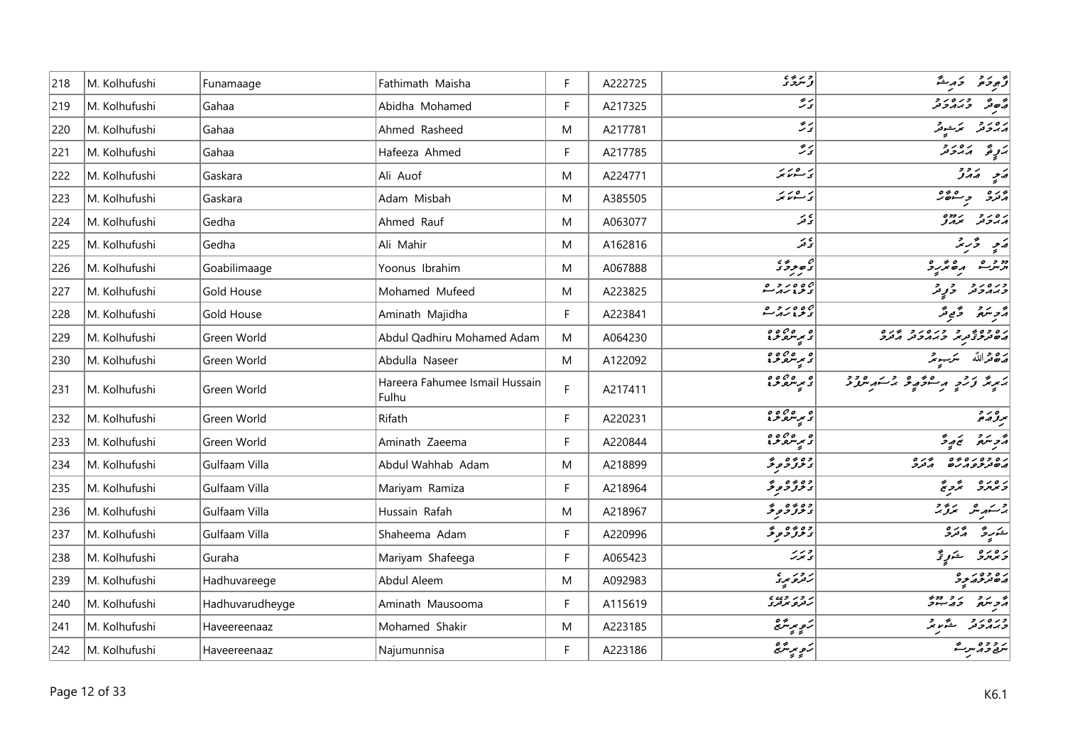| 218 | M. Kolhufushi | Funamaage | Fathimath Maisha | F | A222725 | ފުނަމާގެ | ފާތިމަތު މައިޝާ |
|---|---|---|---|---|---|---|---|
| 219 | M. Kolhufushi | Gahaa | Abidha Mohamed | F | A217325 | ގަހާ | އާބިދާ މުހައްމަދު |
| 220 | M. Kolhufushi | Gahaa | Ahmed Rasheed | M | A217781 | ގަހާ | އަހުމަދު ރަޝީދު |
| 221 | M. Kolhufushi | Gahaa | Hafeeza Ahmed | F | A217785 | ގަހާ | ހަފީޒާ އަހުމަދު |
| 222 | M. Kolhufushi | Gaskara | Ali Auof | M | A224771 | ގަސްކަރަ | އަލީ އައުފް |
| 223 | M. Kolhufushi | Gaskara | Adam Misbah | M | A385505 | ގަސްކަރަ | އާދަމް މިސްބާހް |
| 224 | M. Kolhufushi | Gedha | Ahmed Rauf | M | A063077 | ގެދަ | އަހުމަދު ރައުފް |
| 225 | M. Kolhufushi | Gedha | Ali Mahir | M | A162816 | ގެދަ | އަލީ މާހިރު |
| 226 | M. Kolhufushi | Goabilimaage | Yoonus Ibrahim | M | A067888 | ގޯބިލިމާގެ | ޔޫނުސް އިބްރާހީމް |
| 227 | M. Kolhufushi | Gold House | Mohamed Mufeed | M | A223825 | ގޯލްޑްހައުސް | މުހައްމަދު މުފީދު |
| 228 | M. Kolhufushi | Gold House | Aminath Majidha | F | A223841 | ގޯލްޑްހައުސް | އާމިނަތު މާޖިދާ |
| 229 | M. Kolhufushi | Green World | Abdul Qadhiru Mohamed Adam | M | A064230 | ގްރީންވޯލްޑް | އަބްދުލްޤާދިރު މުހައްމަދު އާދަމް |
| 230 | M. Kolhufushi | Green World | Abdulla Naseer | M | A122092 | ގްރީންވޯލްޑް | އަބްދުﷲ ނަސީރު |
| 231 | M. Kolhufushi | Green World | Hareera Fahumee Ismail Hussain Fulhu | F | A217411 | ގްރީންވޯލްޑް | ހަރީރާ ފަހުމީ އިސްމާޢީލް ހުސައިންފުޅު |
| 232 | M. Kolhufushi | Green World | Rifath | F | A220231 | ގްރީންވޯލްޑް | ރިފްއަތު |
| 233 | M. Kolhufushi | Green World | Aminath Zaeema | F | A220844 | ގްރީންވޯލްޑް | އާމިނަތު ޒައީމާ |
| 234 | M. Kolhufushi | Gulfaam Villa | Abdul Wahhab Adam | M | A218899 | ގުލްފާމްވިލާ | އަބްދުލްވައްހާބް އާދަމް |
| 235 | M. Kolhufushi | Gulfaam Villa | Mariyam Ramiza | F | A218964 | ގުލްފާމްވިލާ | މަރިޔަމް ރާމިޒާ |
| 236 | M. Kolhufushi | Gulfaam Villa | Hussain Rafah | M | A218967 | ގުލްފާމްވިލާ | ހުސައިން ރަފާހު |
| 237 | M. Kolhufushi | Gulfaam Villa | Shaheema Adam | F | A220996 | ގުލްފާމްވިލާ | ޝަހީމާ އާދަމް |
| 238 | M. Kolhufushi | Guraha | Mariyam Shafeega | F | A065423 | ގުރަހަ | މަރިޔަމް ޝަފީގާ |
| 239 | M. Kolhufushi | Hadhuvareege | Abdul Aleem | M | A092983 | ހަދުވަރީގެ | އަބްދުލްއަލީމް |
| 240 | M. Kolhufushi | Hadhuvarudheyge | Aminath Mausooma | F | A115619 | ހަދުވަރުދެއްގެ | އާމިނަތު މައުސޫމާ |
| 241 | M. Kolhufushi | Haveereenaaz | Mohamed Shakir | M | A223185 | ހަވީރީނާޒް | މުހައްމަދު ޝާކިރު |
| 242 | M. Kolhufushi | Haveereenaaz | Najumunnisa | F | A223186 | ހަވީރީނާޒް | ނަޖުމުންނިސާ |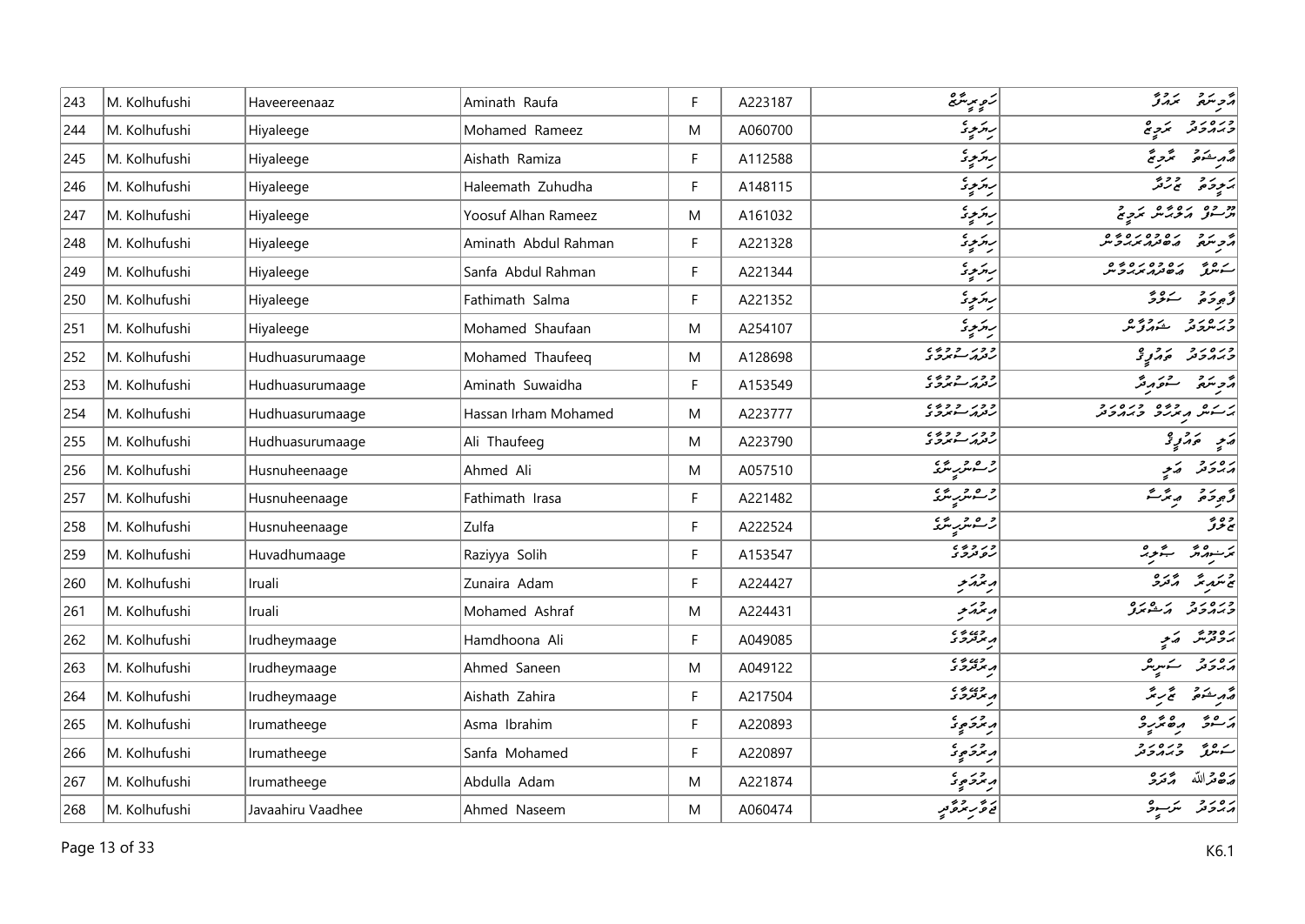| 243 | M. Kolhufushi | Haveereenaaz | Aminath Raufa | F | A223187 | ހަވީރީނާޒް | އާމިނަތު ރައުފާ |
|---|---|---|---|---|---|---|---|
| 244 | M. Kolhufushi | Hiyaleege | Mohamed Rameez | M | A060700 | ހިޔަލީގެ | މުހައްމަދު ރަމީޒް |
| 245 | M. Kolhufushi | Hiyaleege | Aishath Ramiza | F | A112588 | ހިޔަލީގެ | އާއިޝަތު ރާމިޒާ |
| 246 | M. Kolhufushi | Hiyaleege | Haleemath Zuhudha | F | A148115 | ހިޔަލީގެ | ހަލީމަތު ޒުހުދާ |
| 247 | M. Kolhufushi | Hiyaleege | Yoosuf Alhan Rameez | M | A161032 | ހިޔަލީގެ | ޔޫސުފް އަލްހާން ރަމީޒް |
| 248 | M. Kolhufushi | Hiyaleege | Aminath Abdul Rahman | F | A221328 | ހިޔަލީގެ | އާމިނަތު އަބްދުއްރަޙްމާން |
| 249 | M. Kolhufushi | Hiyaleege | Sanfa Abdul Rahman | F | A221344 | ހިޔަލީގެ | ސަންފާ އަބްދުއްރަޙްމާން |
| 250 | M. Kolhufushi | Hiyaleege | Fathimath Salma | F | A221352 | ހިޔަލީގެ | ފާތިމަތު ސަލްމާ |
| 251 | M. Kolhufushi | Hiyaleege | Mohamed Shaufaan | M | A254107 | ހިޔަލީގެ | މުހައްމަދު ޝައުފާން |
| 252 | M. Kolhufushi | Hudhuasurumaage | Mohamed Thaufeeq | M | A128698 | ހުދުއަސުރުމާގެ | މުހައްމަދު ތައުފީޤު |
| 253 | M. Kolhufushi | Hudhuasurumaage | Aminath Suwaidha | F | A153549 | ހުދުއަސުރުމާގެ | އާމިނަތު ސުވައިދާ |
| 254 | M. Kolhufushi | Hudhuasurumaage | Hassan Irham Mohamed | M | A223777 | ހުދުއަސުރުމާގެ | ހަސަން އިރްހާމް މުހައްމަދު |
| 255 | M. Kolhufushi | Hudhuasurumaage | Ali Thaufeeg | M | A223790 | ހުދުއަސުރުމާގެ | އަލި ތައުފީގު |
| 256 | M. Kolhufushi | Husnuheenaage | Ahmed Ali | M | A057510 | ހުސްނުހީނާގެ | އަހުމަދު އަލި |
| 257 | M. Kolhufushi | Husnuheenaage | Fathimath Irasa | F | A221482 | ހުސްނުހީނާގެ | ފާތިމަތު އިރާސާ |
| 258 | M. Kolhufushi | Husnuheenaage | Zulfa | F | A222524 | ހުސްނުހީނާގެ | ޒުލްފާ |
| 259 | M. Kolhufushi | Huvadhumaage | Raziyya Solih | F | A153547 | ހުވަދުމާގެ | ރަޟިއްޔާ ސާލިހު |
| 260 | M. Kolhufushi | Iruali | Zunaira Adam | F | A224427 | އިރުއަލި | ޒުނައިރާ އާދަމް |
| 261 | M. Kolhufushi | Iruali | Mohamed Ashraf | M | A224431 | އިރުއަލި | މުހައްމަދު އަޝްރަފް |
| 262 | M. Kolhufushi | Irudheymaage | Hamdhoona Ali | F | A049085 | އިރުދޭމާގެ | ހަމްދޫނާ އަލި |
| 263 | M. Kolhufushi | Irudheymaage | Ahmed Saneen | M | A049122 | އިރުދޭމާގެ | އަހުމަދު ސަނީން |
| 264 | M. Kolhufushi | Irudheymaage | Aishath Zahira | F | A217504 | އިރުދޭމާގެ | އާއިޝަތު ޒާހިރާ |
| 265 | M. Kolhufushi | Irumatheege | Asma Ibrahim | F | A220893 | އިރުމަތީގެ | އަސްމާ އިބްރާހީމް |
| 266 | M. Kolhufushi | Irumatheege | Sanfa Mohamed | F | A220897 | އިރުމަތީގެ | ސަންފާ މުހައްމަދު |
| 267 | M. Kolhufushi | Irumatheege | Abdulla Adam | M | A221874 | އިރުމަތީގެ | އަބްދުﷲ އާދަމް |
| 268 | M. Kolhufushi | Javaahiru Vaadhee | Ahmed Naseem | M | A060474 | ޖަވާހިރުވާދީ | އަހުމަދު ނަސީމް |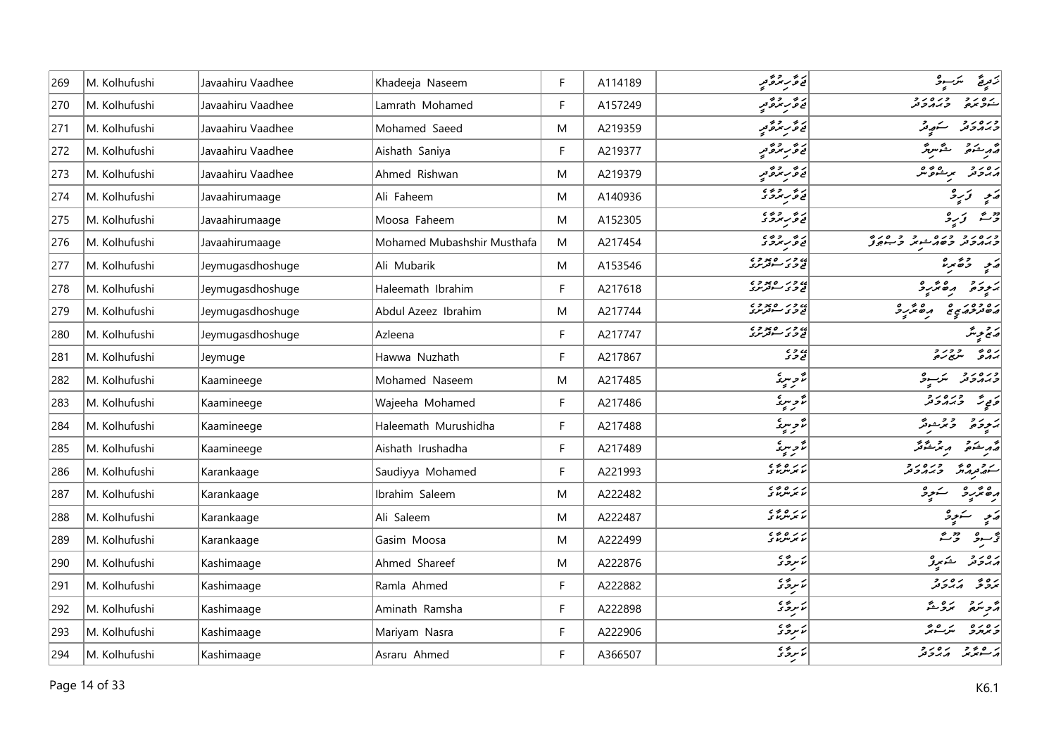| | | | | | | | |
|---|---|---|---|---|---|---|---|
| 269 | M. Kolhufushi | Javaahiru Vaadhee | Khadeeja Naseem | F | A114189 | ﺀﺀﺀ | ﺀﺀﺀ |
| 270 | M. Kolhufushi | Javaahiru Vaadhee | Lamrath Mohamed | F | A157249 | ﺀﺀﺀ | ﺀﺀﺀ |
| 271 | M. Kolhufushi | Javaahiru Vaadhee | Mohamed Saeed | M | A219359 | ﺀﺀﺀ | ﺀﺀﺀ |
| 272 | M. Kolhufushi | Javaahiru Vaadhee | Aishath Saniya | F | A219377 | ﺀﺀﺀ | ﺀﺀﺀ |
| 273 | M. Kolhufushi | Javaahiru Vaadhee | Ahmed Rishwan | M | A219379 | ﺀﺀﺀ | ﺀﺀﺀ |
| 274 | M. Kolhufushi | Javaahirumaage | Ali Faheem | M | A140936 | ﺀﺀﺀ | ﺀﺀﺀ |
| 275 | M. Kolhufushi | Javaahirumaage | Moosa Faheem | M | A152305 | ﺀﺀﺀ | ﺀﺀﺀ |
| 276 | M. Kolhufushi | Javaahirumaage | Mohamed Mubashshir Musthafa | M | A217454 | ﺀﺀﺀ | ﺀﺀﺀ |
| 277 | M. Kolhufushi | Jeymugasdhoshuge | Ali Mubarik | M | A153546 | ﺀﺀﺀ | ﺀﺀﺀ |
| 278 | M. Kolhufushi | Jeymugasdhoshuge | Haleemath Ibrahim | F | A217618 | ﺀﺀﺀ | ﺀﺀﺀ |
| 279 | M. Kolhufushi | Jeymugasdhoshuge | Abdul Azeez Ibrahim | M | A217744 | ﺀﺀﺀ | ﺀﺀﺀ |
| 280 | M. Kolhufushi | Jeymugasdhoshuge | Azleena | F | A217747 | ﺀﺀﺀ | ﺀﺀﺀ |
| 281 | M. Kolhufushi | Jeymuge | Hawwa Nuzhath | F | A217867 | ﺀﺀﺀ | ﺀﺀﺀ |
| 282 | M. Kolhufushi | Kaamineege | Mohamed Naseem | M | A217485 | ﺀﺀﺀ | ﺀﺀﺀ |
| 283 | M. Kolhufushi | Kaamineege | Wajeeha Mohamed | F | A217486 | ﺀﺀﺀ | ﺀﺀﺀ |
| 284 | M. Kolhufushi | Kaamineege | Haleemath Murushidha | F | A217488 | ﺀﺀﺀ | ﺀﺀﺀ |
| 285 | M. Kolhufushi | Kaamineege | Aishath Irushadha | F | A217489 | ﺀﺀﺀ | ﺀﺀﺀ |
| 286 | M. Kolhufushi | Karankaage | Saudiyya Mohamed | F | A221993 | ﺀﺀﺀ | ﺀﺀﺀ |
| 287 | M. Kolhufushi | Karankaage | Ibrahim Saleem | M | A222482 | ﺀﺀﺀ | ﺀﺀﺀ |
| 288 | M. Kolhufushi | Karankaage | Ali Saleem | M | A222487 | ﺀﺀﺀ | ﺀﺀﺀ |
| 289 | M. Kolhufushi | Karankaage | Gasim Moosa | M | A222499 | ﺀﺀﺀ | ﺀﺀﺀ |
| 290 | M. Kolhufushi | Kashimaage | Ahmed Shareef | M | A222876 | ﺀﺀﺀ | ﺀﺀﺀ |
| 291 | M. Kolhufushi | Kashimaage | Ramla Ahmed | F | A222882 | ﺀﺀﺀ | ﺀﺀﺀ |
| 292 | M. Kolhufushi | Kashimaage | Aminath Ramsha | F | A222898 | ﺀﺀﺀ | ﺀﺀﺀ |
| 293 | M. Kolhufushi | Kashimaage | Mariyam Nasra | F | A222906 | ﺀﺀﺀ | ﺀﺀﺀ |
| 294 | M. Kolhufushi | Kashimaage | Asraru Ahmed | F | A366507 | ﺀﺀﺀ | ﺀﺀﺀ |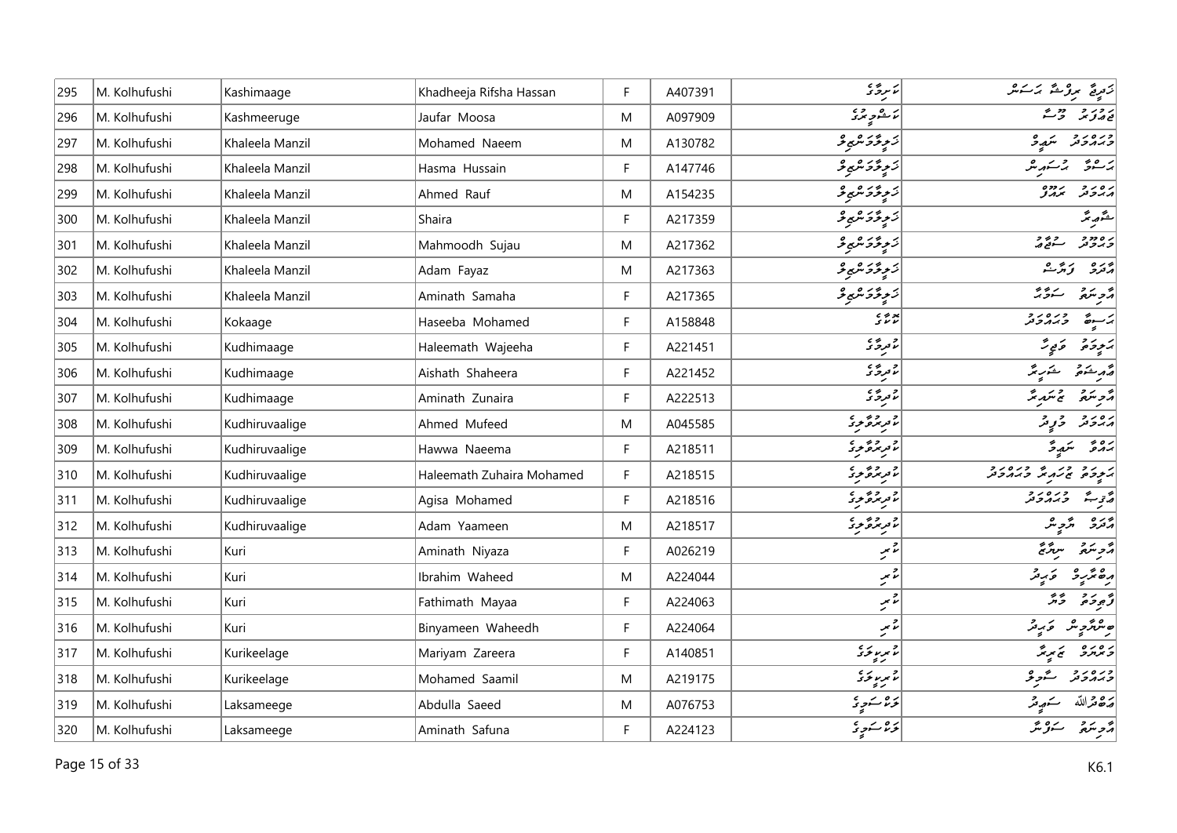| | | | | | | | |
|---|---|---|---|---|---|---|---|
| 295 | M. Kolhufushi | Kashimaage | Khadheeja Rifsha Hassan | F | A407391 | ކަށިމާގެ | ޚަދީޖާ ރިފްޝާ ޙަސަން |
| 296 | M. Kolhufushi | Kashmeeruge | Jaufar Moosa | M | A097909 | ކަޝްމީރުގެ | ޖައުފަރު މޫސާ |
| 297 | M. Kolhufushi | Khaleela Manzil | Mohamed Naeem | M | A130782 | ޚަލީލާމަންޒިލް | މުޙައްމަދު ނަޢީމް |
| 298 | M. Kolhufushi | Khaleela Manzil | Hasma Hussain | F | A147746 | ޚަލީލާމަންޒިލް | ހަސްމާ ހުސައިން |
| 299 | M. Kolhufushi | Khaleela Manzil | Ahmed Rauf | M | A154235 | ޚަލީލާމަންޒިލް | އަޙްމަދު ރައުފް |
| 300 | M. Kolhufushi | Khaleela Manzil | Shaira | F | A217359 | ޚަލީލާމަންޒިލް | ޝާއިރާ |
| 301 | M. Kolhufushi | Khaleela Manzil | Mahmoodh Sujau | M | A217362 | ޚަލީލާމަންޒިލް | މަޙްމޫދު ސުޖާއު |
| 302 | M. Kolhufushi | Khaleela Manzil | Adam Fayaz | M | A217363 | ޚަލީލާމަންޒިލް | އާދަމް ފައްޔާޒް |
| 303 | M. Kolhufushi | Khaleela Manzil | Aminath Samaha | F | A217365 | ޚަލީލާމަންޒިލް | އާމިނަތު ސަމާހާ |
| 304 | M. Kolhufushi | Kokaage | Haseeba Mohamed | F | A158848 | ކޯކާގެ | ހަސީބާ މުޙައްމަދު |
| 305 | M. Kolhufushi | Kudhimaage | Haleemath Wajeeha | F | A221451 | ކުދިމާގެ | ހަލީމަތު ވަޖީހާ |
| 306 | M. Kolhufushi | Kudhimaage | Aishath Shaheera | F | A221452 | ކުދިމާގެ | އައިށަތު ޝަހީރާ |
| 307 | M. Kolhufushi | Kudhimaage | Aminath Zunaira | F | A222513 | ކުދިމާގެ | އާމިނަތު ޒުނައިރާ |
| 308 | M. Kolhufushi | Kudhiruvaalige | Ahmed Mufeed | M | A045585 | ކުދިރުވާލިގެ | އަޙްމަދު މުފީދު |
| 309 | M. Kolhufushi | Kudhiruvaalige | Hawwa Naeema | F | A218511 | ކުދިރުވާލިގެ | ހައްވާ ނަޢީމާ |
| 310 | M. Kolhufushi | Kudhiruvaalige | Haleemath Zuhaira Mohamed | F | A218515 | ކުދިރުވާލިގެ | ހަލީމަތު ޒުހައިރާ މުޙައްމަދު |
| 311 | M. Kolhufushi | Kudhiruvaalige | Agisa Mohamed | F | A218516 | ކުދިރުވާލިގެ | އާގިސާ މުޙައްމަދު |
| 312 | M. Kolhufushi | Kudhiruvaalige | Adam Yaameen | M | A218517 | ކުދިރުވާލިގެ | އާދަމް ޔާމީން |
| 313 | M. Kolhufushi | Kuri | Aminath Niyaza | F | A026219 | ކުރި | އާމިނަތު ނިޔާޒާ |
| 314 | M. Kolhufushi | Kuri | Ibrahim Waheed | M | A224044 | ކުރި | އިބްރާހީމް ވަހީދު |
| 315 | M. Kolhufushi | Kuri | Fathimath Mayaa | F | A224063 | ކުރި | ފާތިމަތު މާޔާ |
| 316 | M. Kolhufushi | Kuri | Binyameen Waheedh | F | A224064 | ކުރި | ބިންޔާމީން ވަހީދު |
| 317 | M. Kolhufushi | Kurikeelage | Mariyam Zareera | F | A140851 | ކުރިކީލަގެ | މަރިޔަމް ޒަރީރާ |
| 318 | M. Kolhufushi | Kurikeelage | Mohamed Saamil | M | A219175 | ކުރިކީލަގެ | މުޙައްމަދު ސާމިލް |
| 319 | M. Kolhufushi | Laksameege | Abdulla Saeed | M | A076753 | ލަކްސަމީގެ | އަބްދުﷲ ސަޢީދު |
| 320 | M. Kolhufushi | Laksameege | Aminath Safuna | F | A224123 | ލަކްސަމީގެ | އާމިނަތު ސަފޫނާ |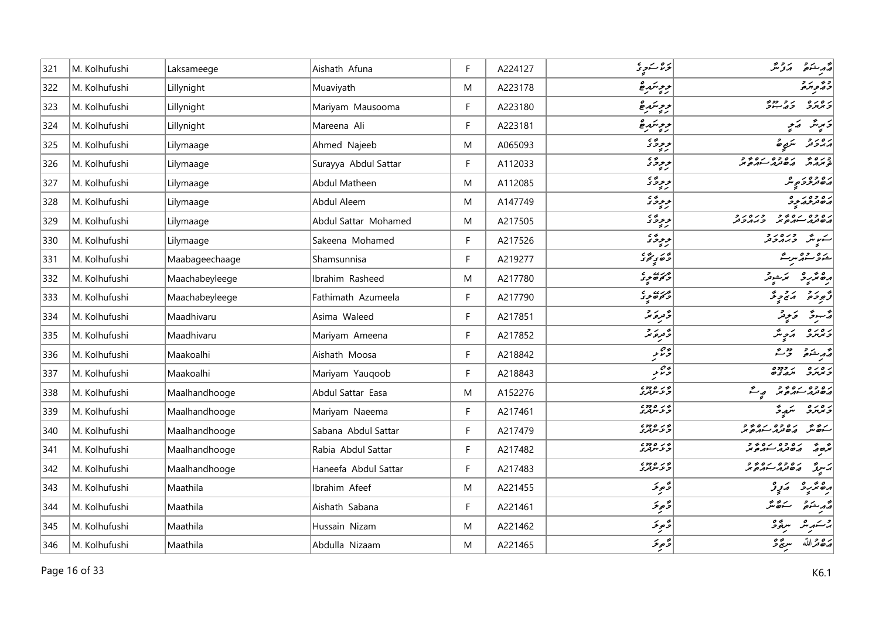| | | | | | | | |
|---|---|---|---|---|---|---|---|
| 321 | M. Kolhufushi | Laksameege | Aishath Afuna | F | A224127 | ލަކްސަމީގެ | އައިށަތު އަފޫނާ |
| 322 | M. Kolhufushi | Lillynight | Muaviyath | M | A223178 | ލިލީނައިޓް | މުއާވިޔަތު |
| 323 | M. Kolhufushi | Lillynight | Mariyam Mausooma | F | A223180 | ލިލީނައިޓް | މަރިޔަމް މައުސޫމާ |
| 324 | M. Kolhufushi | Lillynight | Mareena Ali | F | A223181 | ލިލީނައިޓް | މަރީނާ އަލި |
| 325 | M. Kolhufushi | Lilymaage | Ahmed Najeeb | M | A065093 | ލިލީމާގެ | އަހުމަދު ނަޖީބު |
| 326 | M. Kolhufushi | Lilymaage | Surayya Abdul Sattar | F | A112033 | ލިލީމާގެ | ސުރައްޔާ އަބްދުލް ސައްތާރު |
| 327 | M. Kolhufushi | Lilymaage | Abdul Matheen | M | A112085 | ލިލީމާގެ | އަބްދުލްމަތީން |
| 328 | M. Kolhufushi | Lilymaage | Abdul Aleem | M | A147749 | ލިލީމާގެ | އަބްދުލްއަލީމް |
| 329 | M. Kolhufushi | Lilymaage | Abdul Sattar Mohamed | M | A217505 | ލިލީމާގެ | އަބްދުލްސައްތާރު މުހައްމަދު |
| 330 | M. Kolhufushi | Lilymaage | Sakeena Mohamed | F | A217526 | ލިލީމާގެ | ސަކީނާ މުހައްމަދު |
| 331 | M. Kolhufushi | Maabageechaage | Shamsunnisa | F | A219277 | މާބަގީޗާގެ | ޝަމްސުންނިސާ |
| 332 | M. Kolhufushi | Maachabeyleege | Ibrahim Rasheed | M | A217780 | މާޗަބޭލީގެ | އިބްރާހީމް ރަޝީދު |
| 333 | M. Kolhufushi | Maachabeyleege | Fathimath Azumeela | F | A217790 | މާޗަބޭލީގެ | ފާތިމަތު އަޒުމީލާ |
| 334 | M. Kolhufushi | Maadhivaru | Asima Waleed | F | A217851 | މާދިވަރު | އާސިމާ ވަލީދު |
| 335 | M. Kolhufushi | Maadhivaru | Mariyam Ameena | F | A217852 | މާދިވަރު | މަރިޔަމް އަމީނާ |
| 336 | M. Kolhufushi | Maakoalhi | Aishath Moosa | F | A218842 | މާކޮޅި | އައިށަތު މޫސާ |
| 337 | M. Kolhufushi | Maakoalhi | Mariyam Yauqoob | F | A218843 | މާކޮޅި | މަރިޔަމް ޔައުޤޫބު |
| 338 | M. Kolhufushi | Maalhandhooge | Abdul Sattar Easa | M | A152276 | މާޅަންދޫގެ | އަބްދުލްސައްތާރު ޢީސާ |
| 339 | M. Kolhufushi | Maalhandhooge | Mariyam Naeema | F | A217461 | މާޅަންދޫގެ | މަރިޔަމް ނައީމާ |
| 340 | M. Kolhufushi | Maalhandhooge | Sabana Abdul Sattar | F | A217479 | މާޅަންދޫގެ | ސަބާނާ އަބްދުލްސައްތާރު |
| 341 | M. Kolhufushi | Maalhandhooge | Rabia Abdul Sattar | F | A217482 | މާޅަންދޫގެ | ރާބިޢާ އަބްދުލްސައްތާރު |
| 342 | M. Kolhufushi | Maalhandhooge | Haneefa Abdul Sattar | F | A217483 | މާޅަންދޫގެ | ހަނީފާ އަބްދުލްސައްތާރު |
| 343 | M. Kolhufushi | Maathila | Ibrahim Afeef | M | A221455 | މާތިލަ | އިބްރާހީމް އަފީފު |
| 344 | M. Kolhufushi | Maathila | Aishath Sabana | F | A221461 | މާތިލަ | އައިށަތު ސަބާނާ |
| 345 | M. Kolhufushi | Maathila | Hussain Nizam | M | A221462 | މާތިލަ | ހުސައިން ނިޒާމް |
| 346 | M. Kolhufushi | Maathila | Abdulla Nizaam | M | A221465 | މާތިލަ | އަބްދުﷲ ނިޒާމް |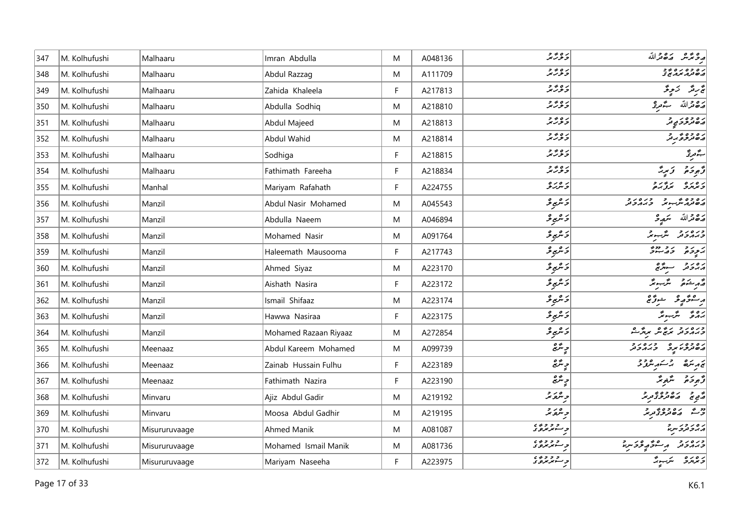| 347 | M. Kolhufushi | Malhaaru | Imran Abdulla | M | A048136 | ގަޅާރު | އިމްރާން އަބްދުﷲ |
|---|---|---|---|---|---|---|---|
| 348 | M. Kolhufushi | Malhaaru | Abdul Razzag | M | A111709 | ގަޅާރު | އަބްދުއްރައްޒާގު |
| 349 | M. Kolhufushi | Malhaaru | Zahida Khaleela | F | A217813 | ގަޅާރު | ޒާހިދާ ޚަލީލާ |
| 350 | M. Kolhufushi | Malhaaru | Abdulla Sodhiq | M | A218810 | ގަޅާރު | އަބްދުﷲ ސާދިޤު |
| 351 | M. Kolhufushi | Malhaaru | Abdul Majeed | M | A218813 | ގަޅާރު | އަބްދުލްމަޖީދު |
| 352 | M. Kolhufushi | Malhaaru | Abdul Wahid | M | A218814 | ގަޅާރު | އަބްދުލްވާހިދު |
| 353 | M. Kolhufushi | Malhaaru | Sodhiga | F | A218815 | ގަޅާރު | ސާދިގާ |
| 354 | M. Kolhufushi | Malhaaru | Fathimath Fareeha | F | A218834 | ގަޅާރު | ފާތިމަތު ފަރީހާ |
| 355 | M. Kolhufushi | Manhal | Mariyam Rafahath | F | A224755 | މަންހަލް | މަރިޔަމް ރަފާހަތު |
| 356 | M. Kolhufushi | Manzil | Abdul Nasir Mohamed | M | A045543 | މަންޒިލް | އަބްދުލްނާސިރު މުޙައްމަދު |
| 357 | M. Kolhufushi | Manzil | Abdulla Naeem | M | A046894 | މަންޒިލް | އަބްދުﷲ ނައީމް |
| 358 | M. Kolhufushi | Manzil | Mohamed Nasir | M | A091764 | މަންޒިލް | މުޙައްމަދު ނާސިރު |
| 359 | M. Kolhufushi | Manzil | Haleemath Mausooma | F | A217743 | މަންޒިލް | ހަލީމަތު މައުސޫމާ |
| 360 | M. Kolhufushi | Manzil | Ahmed Siyaz | M | A223170 | މަންޒިލް | އަޙްމަދު ސިޔާޒް |
| 361 | M. Kolhufushi | Manzil | Aishath Nasira | F | A223172 | މަންޒިލް | އައިޝަތު ނާސިރާ |
| 362 | M. Kolhufushi | Manzil | Ismail Shifaaz | M | A223174 | މަންޒިލް | އިސްމާއީލް ޝިފާޒް |
| 363 | M. Kolhufushi | Manzil | Hawwa Nasiraa | F | A223175 | މަންޒިލް | ހައްވާ ނާސިރާ |
| 364 | M. Kolhufushi | Manzil | Mohamed Razaan Riyaaz | M | A272854 | މަންޒިލް | މުޙައްމަދު ރަޒާން ރިޔާޒް |
| 365 | M. Kolhufushi | Meenaaz | Abdul Kareem Mohamed | M | A099739 | މީނާޒް | އަބްދުލްކަރީމް މުޙައްމަދު |
| 366 | M. Kolhufushi | Meenaaz | Zainab Hussain Fulhu | F | A223189 | މީނާޒް | ޒައިނަބް ހުސައިންފުޅު |
| 367 | M. Kolhufushi | Meenaaz | Fathimath Nazira | F | A223190 | މީނާޒް | ފާތިމަތު ނާޒިރާ |
| 368 | M. Kolhufushi | Minvaru | Ajiz Abdul Gadir | M | A219192 | މިންވަރު | އާޖިޒް އަބްދުލްޤާދިރު |
| 369 | M. Kolhufushi | Minvaru | Moosa Abdul Gadhir | M | A219195 | މިންވަރު | މޫސާ އަބްދުލްޤާދިރު |
| 370 | M. Kolhufushi | Misururuvaage | Ahmed Manik | M | A081087 | މިސުރުރުވާގެ | އަޙްމަދުމަނިކު |
| 371 | M. Kolhufushi | Misururuvaage | Mohamed Ismail Manik | M | A081736 | މިސުރުރުވާގެ | މުޙައްމަދު އިސްމާއީލްމަނިކު |
| 372 | M. Kolhufushi | Misururuvaage | Mariyam Naseeha | F | A223975 | މިސުރުރުވާގެ | މަރިޔަމް ނަސީހާ |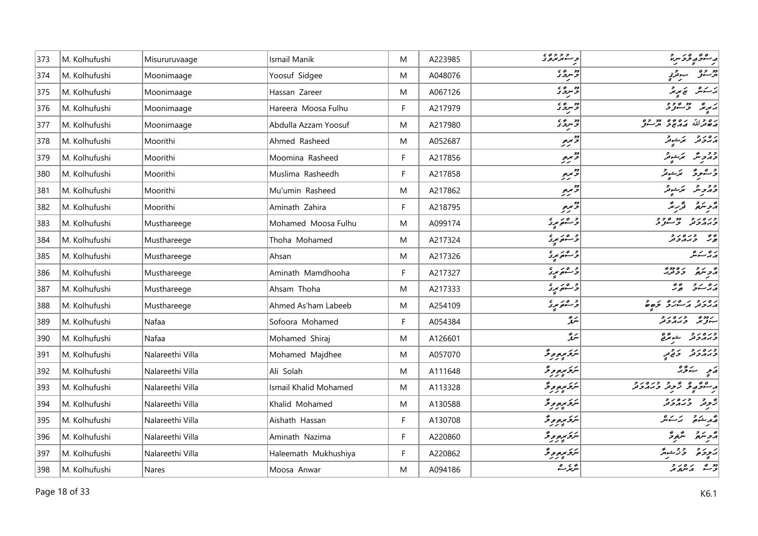| | | | | | | | |
|---|---|---|---|---|---|---|---|
| 373 | M. Kolhufushi | Misururuvaage | Ismail Manik | M | A223985 | و سوپروژئ | ورسوگرموځ سرن |
| 374 | M. Kolhufushi | Moonimaage | Yoosuf Sidgee | M | A048076 | ژسرځ ئ | ترسو سوتري |
| 375 | M. Kolhufushi | Moonimaage | Hassan Zareer | M | A067126 | ژسرځ ئ | برسکس ټمبرنگ |
| 376 | M. Kolhufushi | Moonimaage | Hareera Moosa Fulhu | F | A217979 | ژسرځ ئ | برمبرنگ وحرکو وو |
| 377 | M. Kolhufushi | Moonimaage | Abdulla Azzam Yoosuf | M | A217980 | ژسرځ ئ | رەقراللە رەرە دوە |
| 378 | M. Kolhufushi | Moorithi | Ahmed Rasheed | M | A052687 | ژمرمو | رەرو برشونر |
| 379 | M. Kolhufushi | Moorithi | Moomina Rasheed | F | A217856 | ژمرمو | ووویتر برشونر |
| 380 | M. Kolhufushi | Moorithi | Muslima Rasheedh | F | A217858 | ژمرمو | وسیونځ برشونر |
| 381 | M. Kolhufushi | Moorithi | Mu'umin Rasheed | M | A217862 | ژمرمو | ووویتر برشونر |
| 382 | M. Kolhufushi | Moorithi | Aminath Zahira | F | A218795 | ژمرمو | مچسرې ګرېنگ |
| 383 | M. Kolhufushi | Musthareege | Mohamed Moosa Fulhu | M | A099174 | وسموبری | ورەرو وحرکو وو |
| 384 | M. Kolhufushi | Musthareege | Thoha Mohamed | M | A217324 | وسموبری | ہو ورەرو |
| 385 | M. Kolhufushi | Musthareege | Ahsan | M | A217326 | وسموبری | رەسەر |
| 386 | M. Kolhufushi | Musthareege | Aminath Mamdhooha | F | A217327 | وسموبری | مچسرې روودو |
| 387 | M. Kolhufushi | Musthareege | Ahsam Thoha | M | A217333 | وسموبری | رەسەو ہو |
| 388 | M. Kolhufushi | Musthareege | Ahmed As'ham Labeeb | M | A254109 | وسموبری | رەرو رەرو نوەھ |
| 389 | M. Kolhufushi | Nafaa | Sofoora Mohamed | F | A054384 | سرگ | بەووپر ورەرو |
| 390 | M. Kolhufushi | Nafaa | Mohamed Shiraj | M | A126601 | سرگ | ورەرو شوبرى |
| 391 | M. Kolhufushi | Nalareethi Villa | Mohamed Majdhee | M | A057070 | سرکو بروموځ | ورەرو روړ |
| 392 | M. Kolhufushi | Nalareethi Villa | Ali Solah | M | A111648 | سرکو بروموځ | رو سەوە |
| 393 | M. Kolhufushi | Nalareethi Villa | Ismail Khalid Mohamed | M | A113328 | سرکو بروموځ | رسوکريو زوتر ورەرو |
| 394 | M. Kolhufushi | Nalareethi Villa | Khalid Mohamed | M | A130588 | سرکو بروموځ | زوتر ورەرو |
| 395 | M. Kolhufushi | Nalareethi Villa | Aishath Hassan | F | A130708 | سرکو بروموځ | مەرىشكۇ برسكس |
| 396 | M. Kolhufushi | Nalareethi Villa | Aminath Nazima | F | A220860 | سرکو بروموځ | مچسرې سگنوځ |
| 397 | M. Kolhufushi | Nalareethi Villa | Haleemath Mukhushiya | F | A220862 | سرکو بروموځ | بروړو وزشونر |
| 398 | M. Kolhufushi | Nares | Moosa Anwar | M | A094186 | سرپرس | وحرکو رەرو |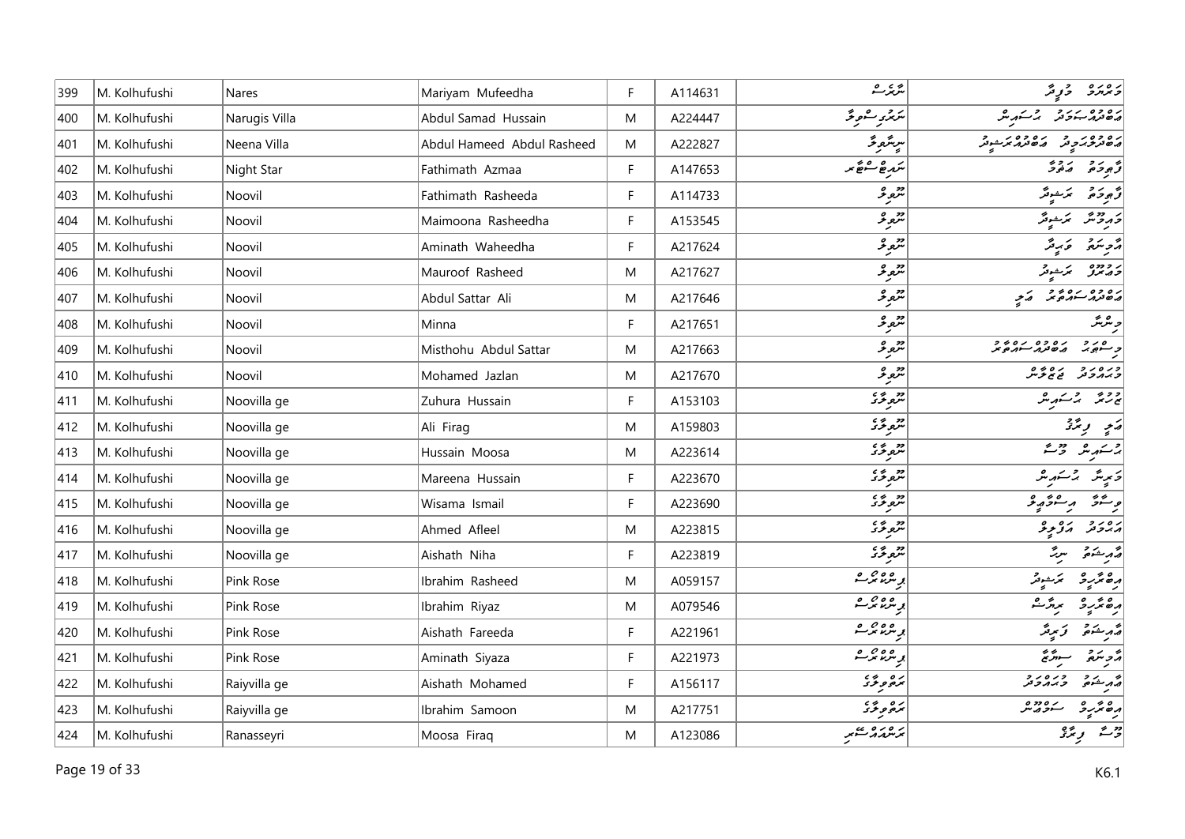| | | | | | | | |
|---|---|---|---|---|---|---|---|
| 399 | M. Kolhufushi | Nares | Mariyam Mufeedha | F | A114631 | ނާރެސް | މަރިޔަމް މުފީދާ |
| 400 | M. Kolhufushi | Narugis Villa | Abdul Samad Hussain | M | A224447 | ނަރުގިސްވިލާ | އަބްދުލްސަމަދު ހުސައިން |
| 401 | M. Kolhufushi | Neena Villa | Abdul Hameed Abdul Rasheed | M | A222827 | ނީނާވިލާ | އަބްދުލްހަމީދު އަބްދުއްރަޝީދު |
| 402 | M. Kolhufushi | Night Star | Fathimath Azmaa | F | A147653 | ނައިޓްސްޓާރ | ފާތިމަތު އަޒްމާ |
| 403 | M. Kolhufushi | Noovil | Fathimath Rasheeda | F | A114733 | ނޫވިލް | ފާތިމަތު ރަޝީދާ |
| 404 | M. Kolhufushi | Noovil | Maimoona Rasheedha | F | A153545 | ނޫވިލް | މައިމޫނާ ރަޝީދާ |
| 405 | M. Kolhufushi | Noovil | Aminath Waheedha | F | A217624 | ނޫވިލް | އާމިނަތު ވަހީދާ |
| 406 | M. Kolhufushi | Noovil | Mauroof Rasheed | M | A217627 | ނޫވިލް | މައުރޫފު ރަޝީދު |
| 407 | M. Kolhufushi | Noovil | Abdul Sattar Ali | M | A217646 | ނޫވިލް | އަބްދުއްސައްތާރު އަލި |
| 408 | M. Kolhufushi | Noovil | Minna | F | A217651 | ނޫވިލް | މިންނާ |
| 409 | M. Kolhufushi | Noovil | Misthohu Abdul Sattar | M | A217663 | ނޫވިލް | މިސްތޯހު އަބްދުއްސައްތާރު |
| 410 | M. Kolhufushi | Noovil | Mohamed Jazlan | M | A217670 | ނޫވިލް | މުހައްމަދު ޖަޒްލާން |
| 411 | M. Kolhufushi | Noovilla ge | Zuhura Hussain | F | A153103 | ނޫވިލާގެ | ޒުހުރާ ހުސައިން |
| 412 | M. Kolhufushi | Noovilla ge | Ali Firag | M | A159803 | ނޫވިލާގެ | އަލި ފިރާގު |
| 413 | M. Kolhufushi | Noovilla ge | Hussain Moosa | M | A223614 | ނޫވިލާގެ | ހުސައިން މޫސާ |
| 414 | M. Kolhufushi | Noovilla ge | Mareena Hussain | F | A223670 | ނޫވިލާގެ | މަރީނާ ހުސައިން |
| 415 | M. Kolhufushi | Noovilla ge | Wisama Ismail | F | A223690 | ނޫވިލާގެ | ވިސާމާ އިސްމާއީލް |
| 416 | M. Kolhufushi | Noovilla ge | Ahmed Afleel | M | A223815 | ނޫވިލާގެ | އަހްމަދު އަފްލީލް |
| 417 | M. Kolhufushi | Noovilla ge | Aishath Niha | F | A223819 | ނޫވިލާގެ | އާއިޝަތު ނިހާ |
| 418 | M. Kolhufushi | Pink Rose | Ibrahim Rasheed | M | A059157 | ޕިންކްރޯސް | އިބްރާހިމް ރަޝީދު |
| 419 | M. Kolhufushi | Pink Rose | Ibrahim Riyaz | M | A079546 | ޕިންކްރޯސް | އިބްރާހިމް ރިޔާޒް |
| 420 | M. Kolhufushi | Pink Rose | Aishath Fareeda | F | A221961 | ޕިންކްރޯސް | އާއިޝަތު ފަރީދާ |
| 421 | M. Kolhufushi | Pink Rose | Aminath Siyaza | F | A221973 | ޕިންކްރޯސް | އާމިނަތު ސިޔާޒާ |
| 422 | M. Kolhufushi | Raiyvilla ge | Aishath Mohamed | F | A156117 | ރައްވިލާގެ | އާއިޝަތު މުހައްމަދު |
| 423 | M. Kolhufushi | Raiyvilla ge | Ibrahim Samoon | M | A217751 | ރައްވިލާގެ | އިބްރާހިމް ސަމޫން |
| 424 | M. Kolhufushi | Ranasseyri | Moosa Firaq | M | A123086 | ރަނައްސޭރި | މޫސާ ފިރާގު |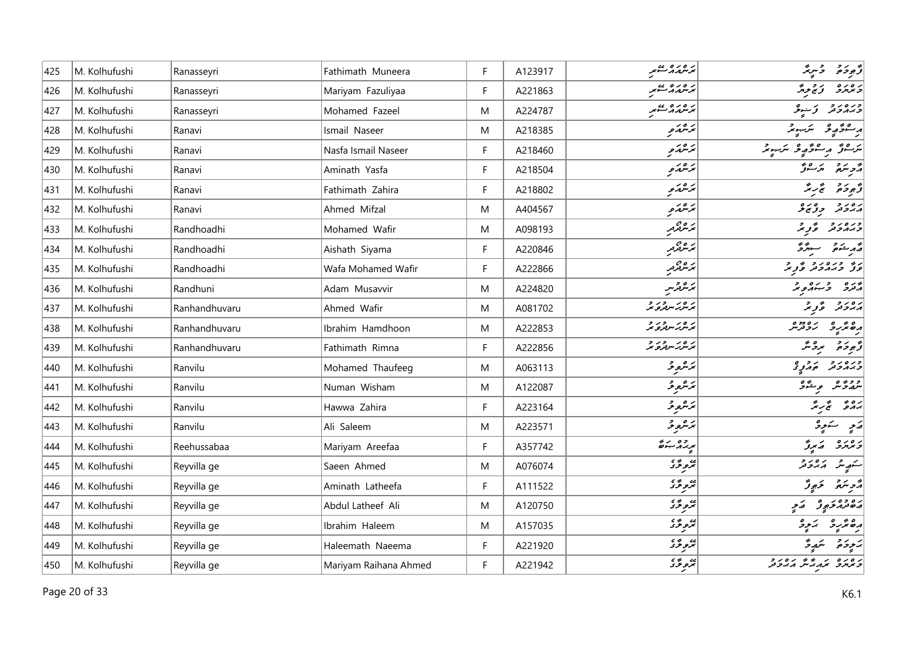| | | | | | | | |
|---|---|---|---|---|---|---|---|
| 425 | M. Kolhufushi | Ranasseyri | Fathimath Muneera | F | A123917 | ރަނަސްސޭރި | ފާތިމަތު މުނީރާ |
| 426 | M. Kolhufushi | Ranasseyri | Mariyam Fazuliyaa | F | A221863 | ރަނަސްސޭރި | މަރިޔަމް ފަޟުލިޔާ |
| 427 | M. Kolhufushi | Ranasseyri | Mohamed Fazeel | M | A224787 | ރަނަސްސޭރި | މުހައްމަދު ފަޒީލް |
| 428 | M. Kolhufushi | Ranavi | Ismail Naseer | M | A218385 | ރަނަވި | އިސްމާއީލް ނަސީރު |
| 429 | M. Kolhufushi | Ranavi | Nasfa Ismail Naseer | F | A218460 | ރަނަވި | ނަސްފާ އިސްމާއީލް ނަސީރު |
| 430 | M. Kolhufushi | Ranavi | Aminath Yasfa | F | A218504 | ރަނަވި | އާމިނަތު ޔަސްފާ |
| 431 | M. Kolhufushi | Ranavi | Fathimath Zahira | F | A218802 | ރަނަވި | ފާތިމަތު ޒާހިރާ |
| 432 | M. Kolhufushi | Ranavi | Ahmed Mifzal | M | A404567 | ރަނަވި | އަހުމަދު މިފްޒަލް |
| 433 | M. Kolhufushi | Randhoadhi | Mohamed Wafir | M | A098193 | ރަންދޯދި | މުހައްމަދު ވާފިރު |
| 434 | M. Kolhufushi | Randhoadhi | Aishath Siyama | F | A220846 | ރަންދޯދި | އައިޝަތު ސިޔާމާ |
| 435 | M. Kolhufushi | Randhoadhi | Wafa Mohamed Wafir | F | A222866 | ރަންދޯދި | ވަފާ މުހައްމަދު ވާފިރު |
| 436 | M. Kolhufushi | Randhuni | Adam Musavvir | M | A224820 | ރަންދުނި | އާދަމް މުސައްވިރު |
| 437 | M. Kolhufushi | Ranhandhuvaru | Ahmed Wafir | M | A081702 | ރަންހަންދުވަރު | އަހުމަދު ވާފިރު |
| 438 | M. Kolhufushi | Ranhandhuvaru | Ibrahim Hamdhoon | M | A222853 | ރަންހަންދުވަރު | އިބްރާހީމް ހަމްދޫން |
| 439 | M. Kolhufushi | Ranhandhuvaru | Fathimath Rimna | F | A222856 | ރަންހަންދުވަރު | ފާތިމަތު ރިމްނާ |
| 440 | M. Kolhufushi | Ranvilu | Mohamed Thaufeeg | M | A063113 | ރަންވިލު | މުހައްމަދު ތައުފީގު |
| 441 | M. Kolhufushi | Ranvilu | Numan Wisham | M | A122087 | ރަންވިލު | ނުއުމާން ވިޝާމް |
| 442 | M. Kolhufushi | Ranvilu | Hawwa Zahira | F | A223164 | ރަންވިލު | ހައްވާ ޒާހިރާ |
| 443 | M. Kolhufushi | Ranvilu | Ali Saleem | M | A223571 | ރަންވިލު | އަލި ސަލީމް |
| 444 | M. Kolhufushi | Reehussabaa | Mariyam Areefaa | F | A357742 | ރީހުއްސަބާ | މަރިޔަމް އަރީފާ |
| 445 | M. Kolhufushi | Reyvilla ge | Saeen Ahmed | M | A076074 | ރޭވިލާގެ | ސައީން އަހުމަދު |
| 446 | M. Kolhufushi | Reyvilla ge | Aminath Latheefa | F | A111522 | ރޭވިލާގެ | އާމިނަތު ލަތީފާ |
| 447 | M. Kolhufushi | Reyvilla ge | Abdul Latheef Ali | M | A120750 | ރޭވިލާގެ | އަބްދުއްލަތީފު އަލި |
| 448 | M. Kolhufushi | Reyvilla ge | Ibrahim Haleem | M | A157035 | ރޭވިލާގެ | އިބްރާހީމް ހަލީމް |
| 449 | M. Kolhufushi | Reyvilla ge | Haleemath Naeema | F | A221920 | ރޭވިލާގެ | ހަލީމަތު ނައީމާ |
| 450 | M. Kolhufushi | Reyvilla ge | Mariyam Raihana Ahmed | F | A221942 | ރޭވިލާގެ | މަރިޔަމް ރައިހާނާ އަހުމަދު |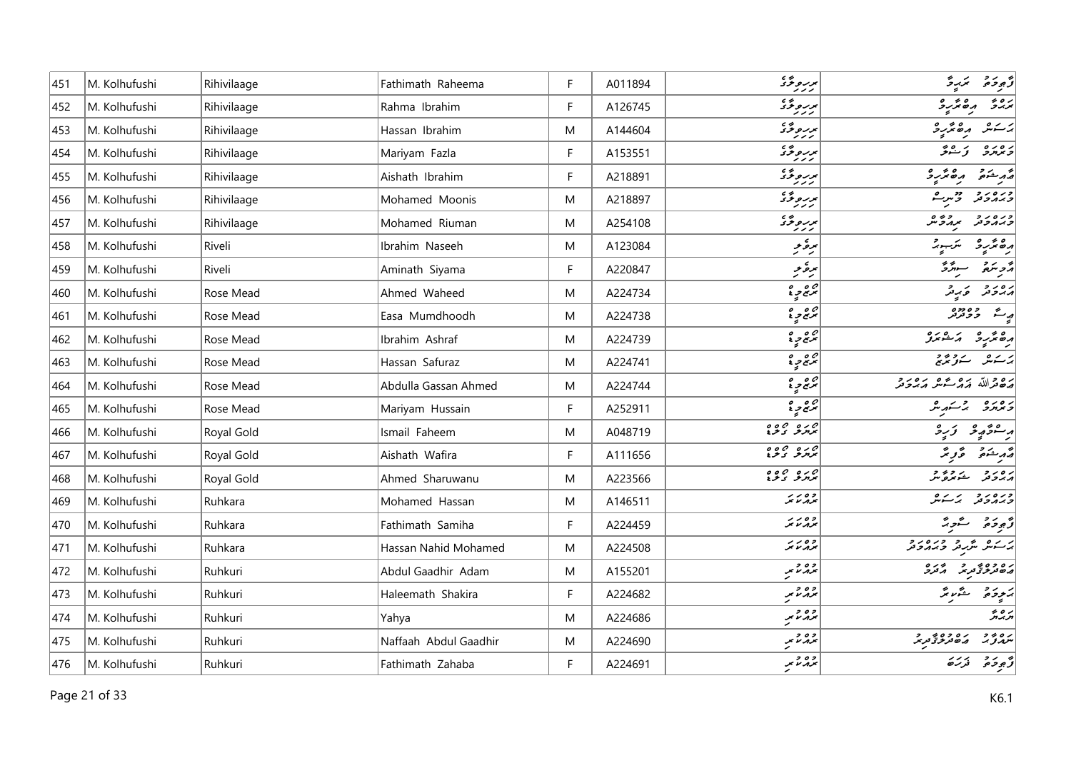| | | | | | | | |
|---|---|---|---|---|---|---|---|
| 451 | M. Kolhufushi | Rihivilaage | Fathimath Raheema | F | A011894 | برروِوَّدَ | وَّجِوَدَهُ بَرَبِرِدً |
| 452 | M. Kolhufushi | Rihivilaage | Rahma Ibrahim | F | A126745 | برروِوَّدَ | بَرْدُرٌ رِهِ بَرْرِدُ |
| 453 | M. Kolhufushi | Rihivilaage | Hassan Ibrahim | M | A144604 | برروِوَّدَ | بَرَسَرْ رِهِ بَرْرِدُ |
| 454 | M. Kolhufushi | Rihivilaage | Mariyam Fazla | F | A153551 | برروِوَّدَ | وَبْرْبَرْدْ وَسْدْوَّ |
| 455 | M. Kolhufushi | Rihivilaage | Aishath Ibrahim | F | A218891 | برروِوَّدَ | مَّدِسْتَمُ رِهِ بَرْرِدُ |
| 456 | M. Kolhufushi | Rihivilaage | Mohamed Moonis | M | A218897 | برروِوَّدَ | وُبَرُدُوَدْ دُّسِرْسْ |
| 457 | M. Kolhufushi | Rihivilaage | Mohamed Riuman | M | A254108 | برروِوَّدَ | وُبَرُدُوَدْ بِرِدُوَّسْ |
| 458 | M. Kolhufushi | Riveli | Ibrahim Naseeh | M | A123084 | بِرِعَوِ | رِهِ بَرْرِدُ سَرَسِيرْ |
| 459 | M. Kolhufushi | Riveli | Aminath Siyama | F | A220847 | بِرِعَوِ | مَّدِسَرَهُ سِيرَرَّ |
| 460 | M. Kolhufushi | Rose Mead | Ahmed Waheed | M | A224734 | بْرْجْ دِ دْ | رَبْرُوَدْ وَبِرِدْ |
| 461 | M. Kolhufushi | Rose Mead | Easa Mumdhoodh | M | A224738 | بْرْجْ دِ دْ | رِسَّ دُدْدُرْدْ |
| 462 | M. Kolhufushi | Rose Mead | Ibrahim Ashraf | M | A224739 | بْرْجْ دِ دْ | رِهِ بَرْرِدُ رَسْدْبَرْوْ |
| 463 | M. Kolhufushi | Rose Mead | Hassan Safuraz | M | A224741 | بْرْجْ دِ دْ | بَرَسَرْ سَرُوبَرْجْ |
| 464 | M. Kolhufushi | Rose Mead | Abdulla Gassan Ahmed | M | A224744 | بْرْجْ دِ دْ | رَهْ دْرَاللهُ رَرْسَرْ رَبْرُوَدْ |
| 465 | M. Kolhufushi | Rose Mead | Mariyam Hussain | F | A252911 | بْرْجْ دِ دْ | وَبْرْبَرْدْ بُرْسَرِسْ |
| 466 | M. Kolhufushi | Royal Gold | Ismail Faheem | M | A048719 | بْرْبَرْوْ دْوْدْ | رِسْوَّرِوْ وَبِرِدْ |
| 467 | M. Kolhufushi | Royal Gold | Aishath Wafira | F | A111656 | بْرْبَرْوْ دْوْدْ | مَّدِسْتَمُ وَّوِبَّرَ |
| 468 | M. Kolhufushi | Royal Gold | Ahmed Sharuwanu | M | A223566 | بْرْبَرْوْ دْوْدْ | رَبْرُوَدْ سْتَبَرُوَّسْ |
| 469 | M. Kolhufushi | Ruhkara | Mohamed Hassan | M | A146511 | بْرْدْرَبَرْ | وُبَرُدُوَدْ بَرَسَرْ |
| 470 | M. Kolhufushi | Ruhkara | Fathimath Samiha | F | A224459 | بْرْدْرَبَرْ | وَّجِوَدَهُ سَّوِبَرَّ |
| 471 | M. Kolhufushi | Ruhkara | Hassan Nahid Mohamed | M | A224508 | بْرْدْرَبَرْ | بَرَسَرْ سَّرِبْرْ وُبَرُدُوَدْ |
| 472 | M. Kolhufushi | Ruhkuri | Abdul Gaadhir Adam | M | A155201 | بْرْدْرْمِرِ | رَهْدُوْدُّمِرِبْرْ رَّمْرَدْ |
| 473 | M. Kolhufushi | Ruhkuri | Haleemath Shakira | F | A224682 | بْرْدْرْمِرِ | بَرَجِوَدَهُ سَّمِرِبَرَّ |
| 474 | M. Kolhufushi | Ruhkuri | Yahya | M | A224686 | بْرْدْرْمِرِ | بَرْبْرَّ |
| 475 | M. Kolhufushi | Ruhkuri | Naffaah Abdul Gaadhir | M | A224690 | بْرْدْرْمِرِ | سَرْوَّبْرْ رَهْدُوْدُّمِرِبْرْ |
| 476 | M. Kolhufushi | Ruhkuri | Fathimath Zahaba | F | A224691 | بْرْدْرْمِرِ | وَّجِوَدَهُ فَرَرَهَ |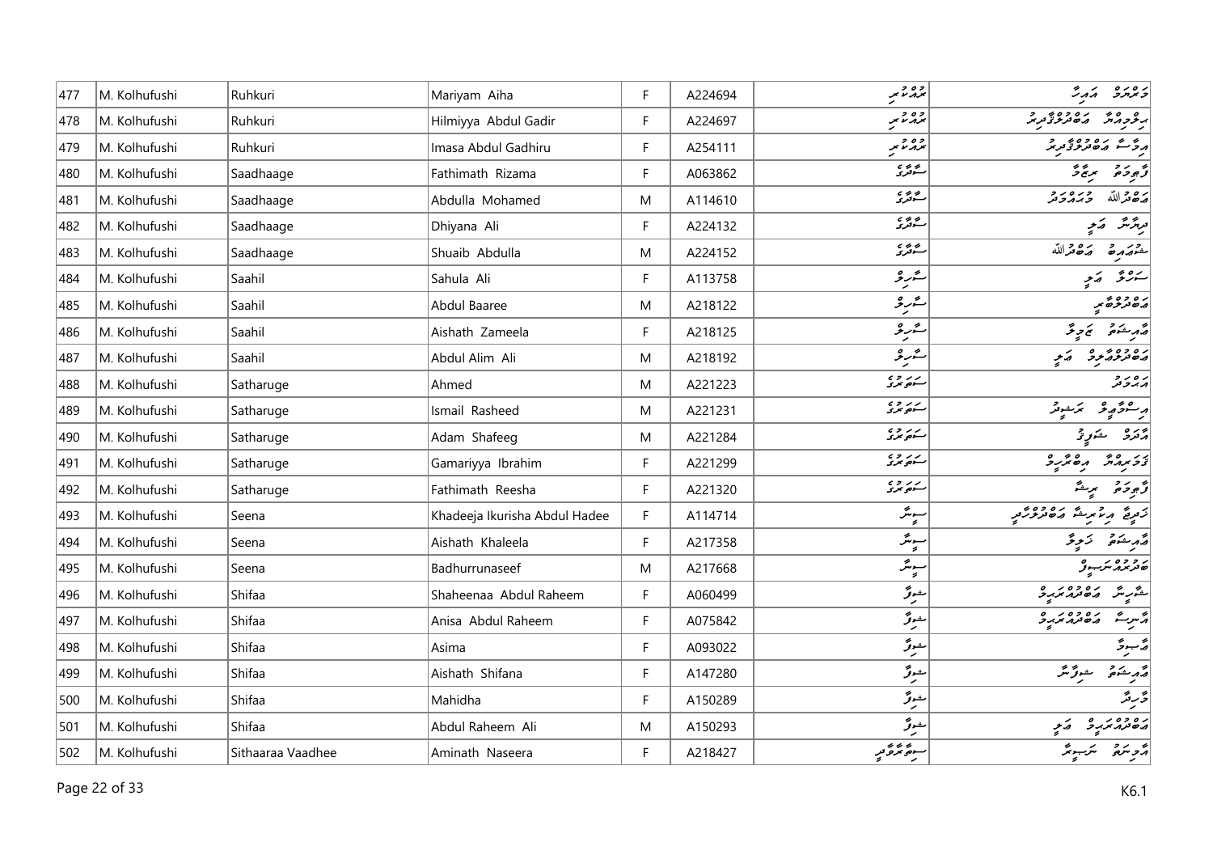| | | | | | | | |
|---|---|---|---|---|---|---|---|
| 477 | M. Kolhufushi | Ruhkuri | Mariyam Aiha | F | A224694 | ﺮﻣﺎﻌﻤ | ﻭﻌﺭﻭ ﻬﻌﺮ |
| 478 | M. Kolhufushi | Ruhkuri | Hilmiyya Abdul Gadir | F | A224697 | ﺮﻣﺎﻌﻤ | ﺮﻭﻭﺭﻬﻌ ﻬﻌﻭﻭﻭﻭﺮﻤ |
| 479 | M. Kolhufushi | Ruhkuri | Imasa Abdul Gadhiru | F | A254111 | ﺮﻣﺎﻌﻤ | ﺮﻭﺘ ﻬﻌﻭﻭﻭﻭﺮﻤ |
| 480 | M. Kolhufushi | Saadhaage | Fathimath Rizama | F | A063862 | ﺴﻭﻭ | ﻭﻭﻭﻭ ﺮﻭﻭ |
| 481 | M. Kolhufushi | Saadhaage | Abdulla Mohamed | M | A114610 | ﺴﻭﻭ | ﻬﻌﻭﺍﻟﻠﻪ ﻭﻌﻬﻭﻭ |
| 482 | M. Kolhufushi | Saadhaage | Dhiyana Ali | F | A224132 | ﺴﻭﻭ | ﻭﻭﻭﻭ ﻬﻭ |
| 483 | M. Kolhufushi | Saadhaage | Shuaib Abdulla | M | A224152 | ﺴﻭﻭ | ﺸﻭﻬﻭﻭ ﻬﻌﻭﺍﻟﻠﻪ |
| 484 | M. Kolhufushi | Saahil | Sahula Ali | F | A113758 | ﺴﺮﻭ | ﺴﻭﻭ ﻬﻭ |
| 485 | M. Kolhufushi | Saahil | Abdul Baaree | M | A218122 | ﺴﺮﻭ | ﻬﻌﻭﻭﻭﻌﻤ |
| 486 | M. Kolhufushi | Saahil | Aishath Zameela | F | A218125 | ﺴﺮﻭ | ﻬﻭﺸﻭﻭ ﻭﻭﻭ |
| 487 | M. Kolhufushi | Saahil | Abdul Alim Ali | M | A218192 | ﺴﺮﻭ | ﻬﻌﻭﻭﻬﻭﻭ ﻬﻭ |
| 488 | M. Kolhufushi | Satharuge | Ahmed | M | A221223 | ﺴﻭﻭﻭ | ﻬﻭﻭﻭ |
| 489 | M. Kolhufushi | Satharuge | Ismail Rasheed | M | A221231 | ﺴﻭﻭﻭ | ﻬﺴﻭﻬﻭﻭ ﻭﺸﻭﻭ |
| 490 | M. Kolhufushi | Satharuge | Adam Shafeeg | M | A221284 | ﺴﻭﻭﻭ | ﻬﻭﻭ ﺸﻭﻭﻭ |
| 491 | M. Kolhufushi | Satharuge | Gamariyya Ibrahim | F | A221299 | ﺴﻭﻭﻭ | ﻭﻭﻭﻭﻭ ﻬﻭﻭﻭﻭ |
| 492 | M. Kolhufushi | Satharuge | Fathimath Reesha | F | A221320 | ﺴﻭﻭﻭ | ﻭﻭﻭﻭ ﻭﺸ |
| 493 | M. Kolhufushi | Seena | Khadeeja Ikurisha Abdul Hadee | F | A114714 | ﺴﻭﻭ | ﻭﻭﻭ ﻬﻭﻭﺸ ﻬﻌﻭﻭﻭﻭﻭ |
| 494 | M. Kolhufushi | Seena | Aishath Khaleela | F | A217358 | ﺴﻭﻭ | ﻬﻭﺸﻭﻭ ﻭﻭﻭ |
| 495 | M. Kolhufushi | Seena | Badhurrunaseef | M | A217668 | ﺴﻭﻭ | ﻭﻭﻭﻭﻭﺴﻭ |
| 496 | M. Kolhufushi | Shifaa | Shaheenaa Abdul Raheem | F | A060499 | ﺸﻭﻭ | ﺸﻭﻭ ﻬﻌﻭﻭﻭﻭﻭ |
| 497 | M. Kolhufushi | Shifaa | Anisa Abdul Raheem | F | A075842 | ﺸﻭﻭ | ﻬﻭﺴ ﻬﻌﻭﻭﻭﻭﻭ |
| 498 | M. Kolhufushi | Shifaa | Asima | F | A093022 | ﺸﻭﻭ | ﻬﺴﻭ |
| 499 | M. Kolhufushi | Shifaa | Aishath Shifana | F | A147280 | ﺸﻭﻭ | ﻬﻭﺸﻭﻭ ﺸﻭﻭﻭ |
| 500 | M. Kolhufushi | Shifaa | Mahidha | F | A150289 | ﺸﻭﻭ | ﻭﺮﻭ |
| 501 | M. Kolhufushi | Shifaa | Abdul Raheem Ali | M | A150293 | ﺸﻭﻭ | ﻬﻌﻭﻭﻭﻭﻭ ﻬﻭ |
| 502 | M. Kolhufushi | Sithaaraa Vaadhee | Aminath Naseera | F | A218427 | ﺴﻭﻭﻭﻭﻭ | ﻬﻭﻭﻭ ﻭﺴﻭﻭ |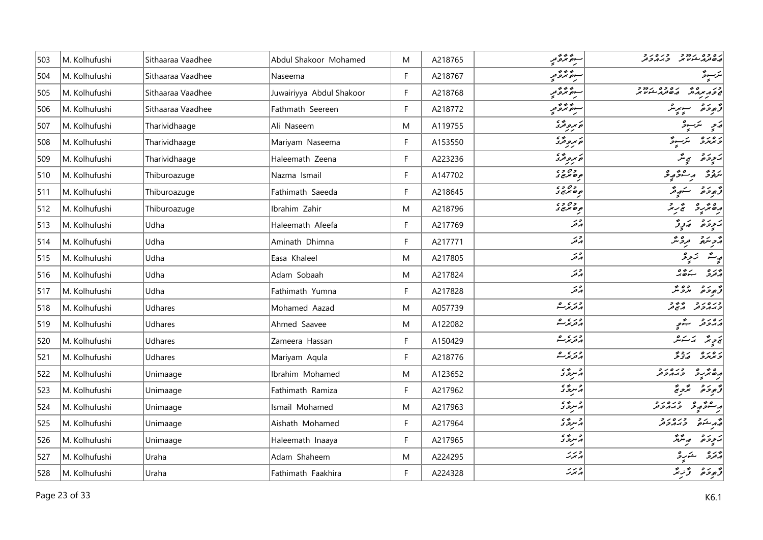| | | | | | | | |
|---|---|---|---|---|---|---|---|
| 503 | M. Kolhufushi | Sithaaraa Vaadhee | Abdul Shakoor Mohamed | M | A218765 | سوۃ ترۃ تر | رە دە رەدد درەرد |
| 504 | M. Kolhufushi | Sithaaraa Vaadhee | Naseema | F | A218767 | سوۃ ترۃ تر | ترسوۃ |
| 505 | M. Kolhufushi | Sithaaraa Vaadhee | Juwairiyya Abdul Shakoor | F | A218768 | سوۃ ترۃ تر | درر رەپ رە دە رەدد |
| 506 | M. Kolhufushi | Sithaaraa Vaadhee | Fathmath Seereen | F | A218772 | سوۃ ترۃ تر | ژوده سومرس |
| 507 | M. Kolhufushi | Tharividhaage | Ali Naseem | M | A119755 | ھَ مرو ترى | ھَ ترسوۃ |
| 508 | M. Kolhufushi | Tharividhaage | Mariyam Naseema | F | A153550 | ھَ مرو ترى | رەرە ترسوۃ |
| 509 | M. Kolhufushi | Tharividhaage | Haleemath Zeena | F | A223236 | ھَ مرو ترى | برودە پیتر |
| 510 | M. Kolhufushi | Thiburoazuge | Nazma Ismail | F | A147702 | ورە دە | ترەۃ مرسۃ مرو |
| 511 | M. Kolhufushi | Thiburoazuge | Fathimath Saeeda | F | A218645 | ورە دە | ژوده سەرتر |
| 512 | M. Kolhufushi | Thiburoazuge | Ibrahim Zahir | M | A218796 | ورە دە | مرەترىرو تجربر |
| 513 | M. Kolhufushi | Udha | Haleemath Afeefa | F | A217769 | ەتر | برودە مروژ |
| 514 | M. Kolhufushi | Udha | Aminath Dhimna | F | A217771 | ەتر | مۃ سرە مرۃ تر |
| 515 | M. Kolhufushi | Udha | Easa Khaleel | M | A217805 | ەتر | مرت زوو |
| 516 | M. Kolhufushi | Udha | Adam Sobaah | M | A217824 | ەتر | ەترە بەەر |
| 517 | M. Kolhufushi | Udha | Fathimath Yumna | F | A217828 | ەتر | ژوده مرۃتر |
| 518 | M. Kolhufushi | Udhares | Mohamed Aazad | M | A057739 | ەترىرت | درەرد مۃتر |
| 519 | M. Kolhufushi | Udhares | Ahmed Saavee | M | A122082 | ەترىرت | رەرد سۃو |
| 520 | M. Kolhufushi | Udhares | Zameera Hassan | F | A150429 | ەترىرت | ىروتر برسەتر |
| 521 | M. Kolhufushi | Udhares | Mariyam Aqula | F | A218776 | ەترىرت | رەرە رۃۃ |
| 522 | M. Kolhufushi | Unimaage | Ibrahim Mohamed | M | A123652 | ەسرۃى | مرەترىرو درەرد |
| 523 | M. Kolhufushi | Unimaage | Fathimath Ramiza | F | A217962 | ەسرۃى | ژوده ترویج |
| 524 | M. Kolhufushi | Unimaage | Ismail Mohamed | M | A217963 | ەسرۃى | مرسۃمرو درەرد |
| 525 | M. Kolhufushi | Unimaage | Aishath Mohamed | F | A217964 | ەسرۃى | مەرسەە درەرد |
| 526 | M. Kolhufushi | Unimaage | Haleemath Inaaya | F | A217965 | ەسرۃى | بروده مرسۃتر |
| 527 | M. Kolhufushi | Uraha | Adam Shaheem | M | A224295 | ەترر | ەترە ختىرو |
| 528 | M. Kolhufushi | Uraha | Fathimath Faakhira | F | A224328 | ەترر | ژوده ۋزىتر |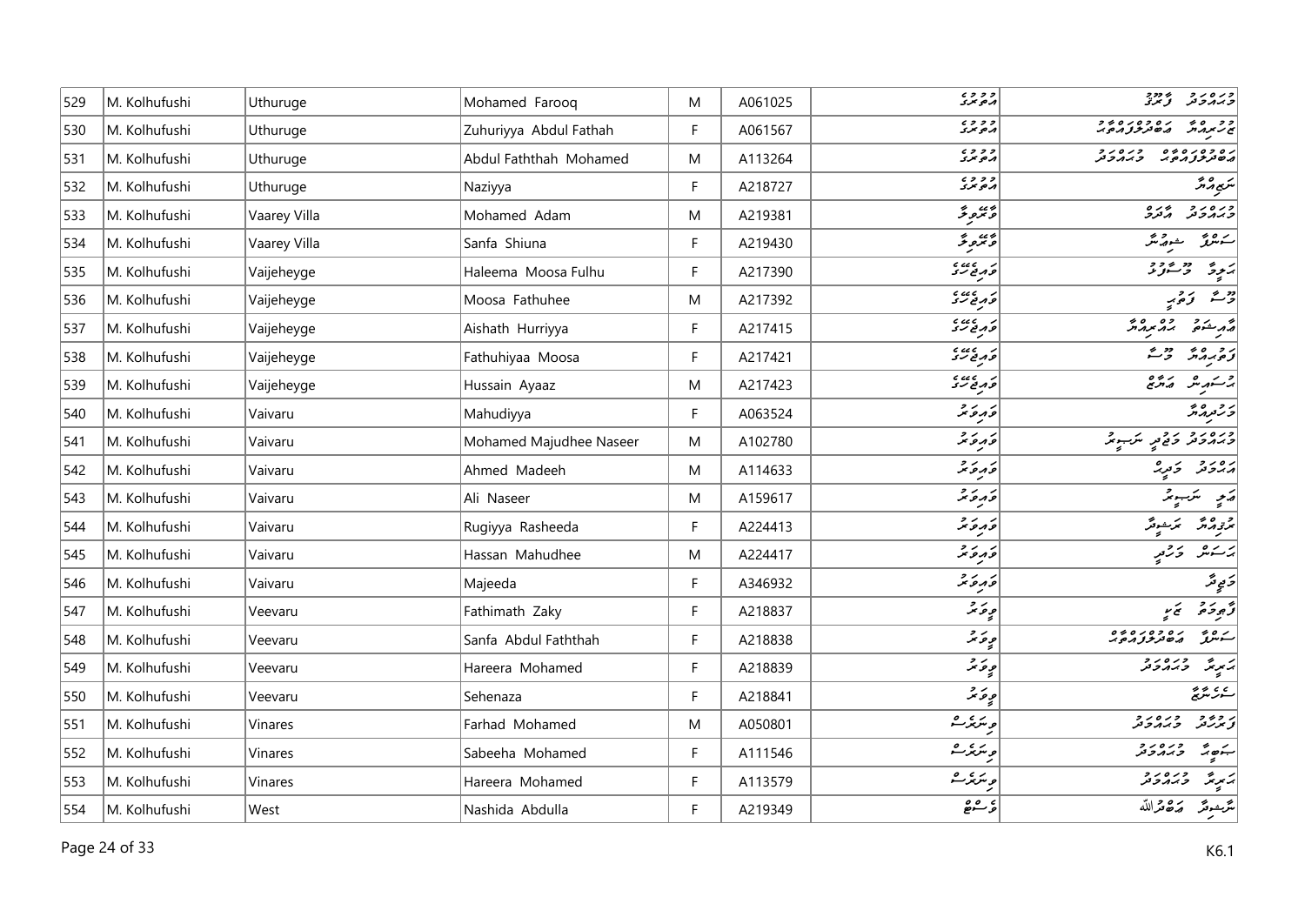| | | | | | | | |
|---|---|---|---|---|---|---|---|
| 529 | M. Kolhufushi | Uthuruge | Mohamed Farooq | M | A061025 | މުތުރުގެ | މުހައްމަދު ފާރޫޤު |
| 530 | M. Kolhufushi | Uthuruge | Zuhuriyya Abdul Fathah | F | A061567 | މުތުރުގެ | ޒުހުރިއްޔާ އަބްދުލްފައްތާހު |
| 531 | M. Kolhufushi | Uthuruge | Abdul Faththah Mohamed | M | A113264 | މުތުރުގެ | އަބްދުލްފައްތާހު މުހައްމަދު |
| 532 | M. Kolhufushi | Uthuruge | Naziyya | F | A218727 | މުތުރުގެ | ނަޒިއްޔާ |
| 533 | M. Kolhufushi | Vaarey Villa | Mohamed Adam | M | A219381 | ވާރޭވިލާ | މުހައްމަދު އާދަމް |
| 534 | M. Kolhufushi | Vaarey Villa | Sanfa Shiuna | F | A219430 | ވާރޭވިލާ | ސަންފާ ޝިއުނާ |
| 535 | M. Kolhufushi | Vaijeheyge | Haleema Moosa Fulhu | F | A217390 | ވައިޖެހޭގެ | ހަލީމާ މޫސާފުޅު |
| 536 | M. Kolhufushi | Vaijeheyge | Moosa Fathuhee | M | A217392 | ވައިޖެހޭގެ | މޫސާ ފަތުހީ |
| 537 | M. Kolhufushi | Vaijeheyge | Aishath Hurriyya | F | A217415 | ވައިޖެހޭގެ | އާއިޝަތު ހުއްރިއްޔާ |
| 538 | M. Kolhufushi | Vaijeheyge | Fathuhiyaa Moosa | F | A217421 | ވައިޖެހޭގެ | ފަތުހިއްޔާ މޫސާ |
| 539 | M. Kolhufushi | Vaijeheyge | Hussain Ayaaz | M | A217423 | ވައިޖެހޭގެ | ހުސައިން އަޔާޒު |
| 540 | M. Kolhufushi | Vaivaru | Mahudiyya | F | A063524 | ވައިވަރު | މަހުދިއްޔާ |
| 541 | M. Kolhufushi | Vaivaru | Mohamed Majudhee Naseer | M | A102780 | ވައިވަރު | މުހައްމަދު މަޖުދީ ނަސީރު |
| 542 | M. Kolhufushi | Vaivaru | Ahmed Madeeh | M | A114633 | ވައިވަރު | އަހްމަދު މަދީހު |
| 543 | M. Kolhufushi | Vaivaru | Ali Naseer | M | A159617 | ވައިވަރު | އަލި ނަސީރު |
| 544 | M. Kolhufushi | Vaivaru | Rugiyya Rasheeda | F | A224413 | ވައިވަރު | ރުގިއްޔާ ރަޝީދާ |
| 545 | M. Kolhufushi | Vaivaru | Hassan Mahudhee | M | A224417 | ވައިވަރު | ހަސަން މަހުދީ |
| 546 | M. Kolhufushi | Vaivaru | Majeeda | F | A346932 | ވައިވަރު | މަޖީދާ |
| 547 | M. Kolhufushi | Veevaru | Fathimath Zaky | F | A218837 | ވީވަރު | ފާތިމަތު ޒަކީ |
| 548 | M. Kolhufushi | Veevaru | Sanfa Abdul Faththah | F | A218838 | ވީވަރު | ސަންފާ އަބްދުލްފައްތާހު |
| 549 | M. Kolhufushi | Veevaru | Hareera Mohamed | F | A218839 | ވީވަރު | ހަރީރާ މުހައްމަދު |
| 550 | M. Kolhufushi | Veevaru | Sehenaza | F | A218841 | ވީވަރު | ސެހެނާޒާ |
| 551 | M. Kolhufushi | Vinares | Farhad Mohamed | M | A050801 | ވިނަރެސް | ފަރުހާދު މުހައްމަދު |
| 552 | M. Kolhufushi | Vinares | Sabeeha Mohamed | F | A111546 | ވިނަރެސް | ސަބީހާ މުހައްމަދު |
| 553 | M. Kolhufushi | Vinares | Hareera Mohamed | F | A113579 | ވިނަރެސް | ހަރީރާ މުހައްމަދު |
| 554 | M. Kolhufushi | West | Nashida Abdulla | F | A219349 | ވެސްޓް | ނާޝިދާ އަބްދުﷲ |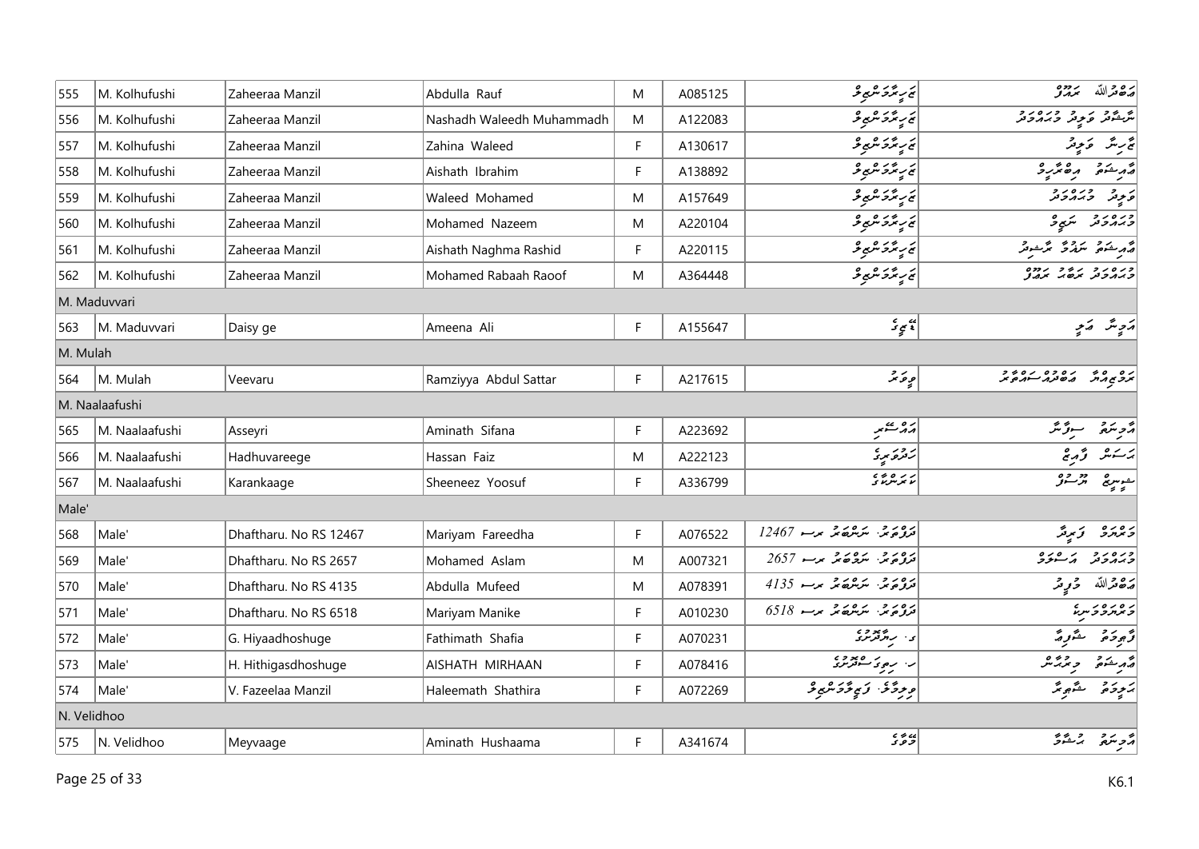| | | | | | | | |
|---|---|---|---|---|---|---|---|
| 555 | M. Kolhufushi | Zaheeraa Manzil | Abdulla Rauf | M | A085125 | ޒަހީރާމަންޒިލް | އަބްދުﷲ ރައުފް |
| 556 | M. Kolhufushi | Zaheeraa Manzil | Nashadh Waleedh Muhammadh | M | A122083 | ޒަހީރާމަންޒިލް | ނަޝާދު ވަލީދު މުޙައްމަދު |
| 557 | M. Kolhufushi | Zaheeraa Manzil | Zahina Waleed | F | A130617 | ޒަހީރާމަންޒިލް | ޒާހިނާ ވަލީދު |
| 558 | M. Kolhufushi | Zaheeraa Manzil | Aishath Ibrahim | F | A138892 | ޒަހީރާމަންޒިލް | އާއިޝަތު އިބްރާހިމް |
| 559 | M. Kolhufushi | Zaheeraa Manzil | Waleed Mohamed | M | A157649 | ޒަހީރާމަންޒިލް | ވަލީދު މުޙައްމަދު |
| 560 | M. Kolhufushi | Zaheeraa Manzil | Mohamed Nazeem | M | A220104 | ޒަހީރާމަންޒިލް | މުޙައްމަދު ނަޒީމް |
| 561 | M. Kolhufushi | Zaheeraa Manzil | Aishath Naghma Rashid | F | A220115 | ޒަހީރާމަންޒިލް | އާއިޝަތު ނަޣްމާ ރާޝިދު |
| 562 | M. Kolhufushi | Zaheeraa Manzil | Mohamed Rabaah Raoof | M | A364448 | ޒަހީރާމަންޒިލް | މުޙައްމަދު ރަބާޙް ރައޫފް |
| M. Maduvvari | | | | | | | |
| 563 | M. Maduvvari | Daisy ge | Ameena Ali | F | A155647 | ޑޭޒީގެ | އަމީނާ އަލި |
| M. Mulah | | | | | | | |
| 564 | M. Mulah | Veevaru | Ramziyya Abdul Sattar | F | A217615 | ވީވަރު | ރަމްޒިއްޔާ އަބްދުއްސައްތާރު |
| M. Naalaafushi | | | | | | | |
| 565 | M. Naalaafushi | Asseyri | Aminath Sifana | F | A223692 | އައްސޭރި | އާމިނަތު ސިފާނާ |
| 566 | M. Naalaafushi | Hadhuvareege | Hassan Faiz | M | A222123 |ހަދުވަރީގެ | ހަސަން ފާއިޒު |
| 567 | M. Naalaafushi | Karankaage | Sheeneez Yoosuf | F | A336799 | ކަރަންކާގެ | ޝީނީޒް ޔޫސުފް |
| Male' | | | | | | | |
| 568 | Male' | Dhaftharu. No RS 12467 | Mariyam Fareedha | F | A076522 | ދަފްތަރު. ނަންބަރު ރސ 12467 | މަރިޔަމް ފަރީދާ |
| 569 | Male' | Dhaftharu. No RS 2657 | Mohamed Aslam | M | A007321 | ދަފްތަރު. ނަންބަރު ރސ 2657 | މުޙައްމަދު އަސްލަމް |
| 570 | Male' | Dhaftharu. No RS 4135 | Abdulla Mufeed | M | A078391 | ދަފްތަރު. ނަންބަރު ރސ 4135 | އަބްދުﷲ މުފީދު |
| 571 | Male' | Dhaftharu. No RS 6518 | Mariyam Manike | F | A010230 | ދަފްތަރު. ނަންބަރު ރސ 6518 | މަރިޔަމްމަނިކެ |
| 572 | Male' | G. Hiyaadhoshuge | Fathimath Shafia | F | A070231 | ގ. ހިޔާދޮށުގެ | ފާތިމަތު ޝާފިޢާ |
| 573 | Male' | H. Hithigasdhoshuge | AISHATH MIRHAAN | F | A078416 | ހ. ހިތިގަސްދޮށުގެ | އާއިޝަތު މިރްހާން |
| 574 | Male' | V. Fazeelaa Manzil | Haleemath Shathira | F | A072269 | ވ. ފަޒީލާ މަންޒިލް | ހަލީމަތު ޝާތިރާ |
| N. Velidhoo | | | | | | | |
| 575 | N. Velidhoo | Meyvaage | Aminath Hushaama | F | A341674 | މޭވާގެ | އާމިނަތު ހުޝާމާ |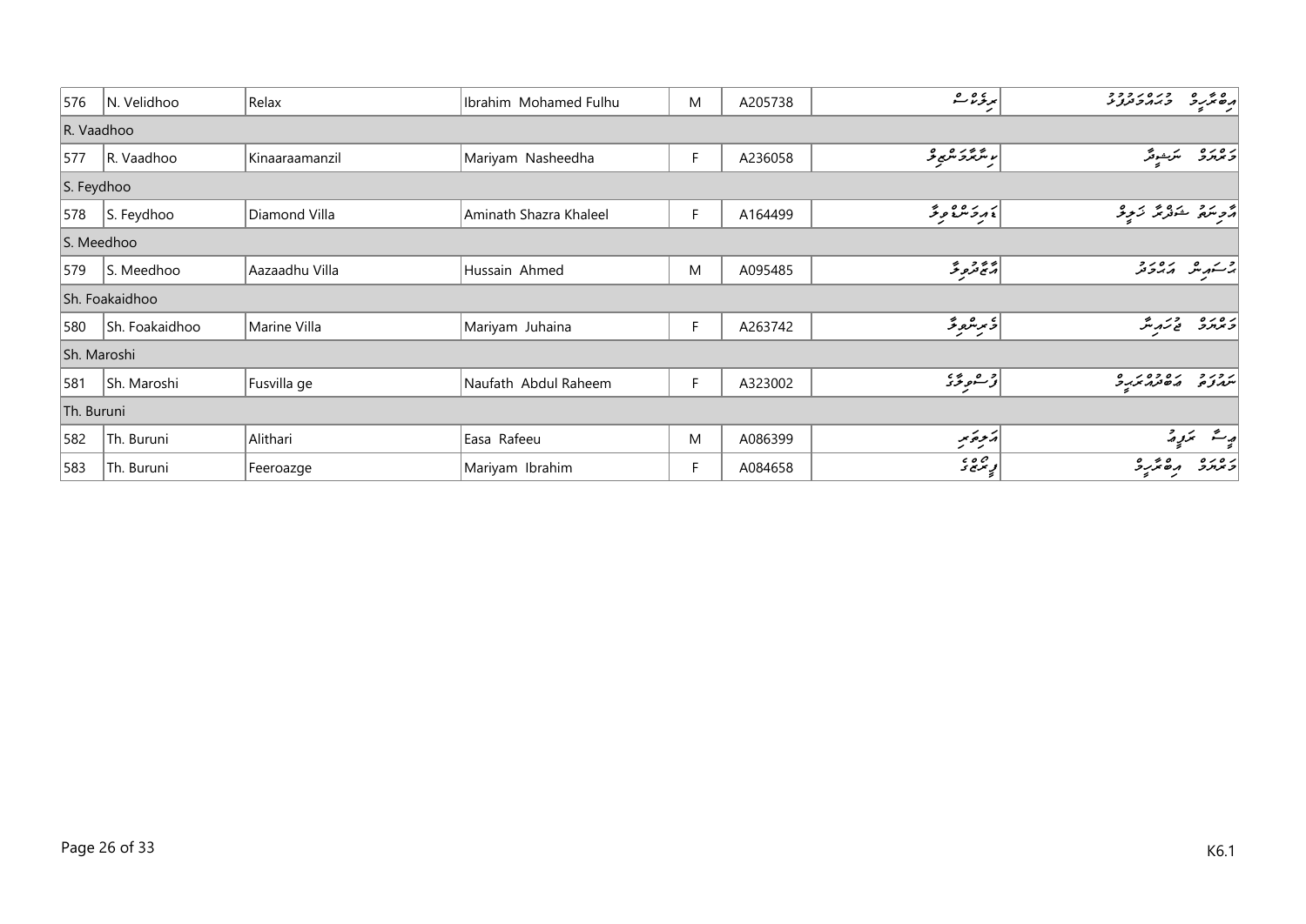| | | | | | | | |
|---|---|---|---|---|---|---|---|
| 576 | N. Velidhoo | Relax | Ibrahim Mohamed Fulhu | M | A205738 | ރިލެކްސް | އިބްރާހީމް މުޙައްމަދުފުޅު |
| R. Vaadhoo | | | | | | | |
| 577 | R. Vaadhoo | Kinaaraamanzil | Mariyam Nasheedha | F | A236058 | ކިނާރާމަންޒިލް | މަރިޔަމް ނަޝީދާ |
| S. Feydhoo | | | | | | | |
| 578 | S. Feydhoo | Diamond Villa | Aminath Shazra Khaleel | F | A164499 | ޑައިމަންޑްވިލާ | އާމިނަތު ޝަޒްރާ ޚަލީލް |
| S. Meedhoo | | | | | | | |
| 579 | S. Meedhoo | Aazaadhu Villa | Hussain Ahmed | M | A095485 | އާޒާދުވިލާ | ޙުސައިން އަޙްމަދު |
| Sh. Foakaidhoo | | | | | | | |
| 580 | Sh. Foakaidhoo | Marine Villa | Mariyam Juhaina | F | A263742 | މެރިންވިލާ | މަރިޔަމް ޖުހައިނާ |
| Sh. Maroshi | | | | | | | |
| 581 | Sh. Maroshi | Fusvilla ge | Naufath Abdul Raheem | F | A323002 | ފުސްވިލާގެ | ނައުފަތު އަބްދުލްރަޙީމް |
| Th. Buruni | | | | | | | |
| 582 | Th. Buruni | Alithari | Easa Rafeeu | M | A086399 | އަލިތަރި | ޢީސާ ރަފީޢު |
| 583 | Th. Buruni | Feeroazge | Mariyam Ibrahim | F | A084658 | ފީރޯޒްގެ | މަރިޔަމް އިބްރާހީމް |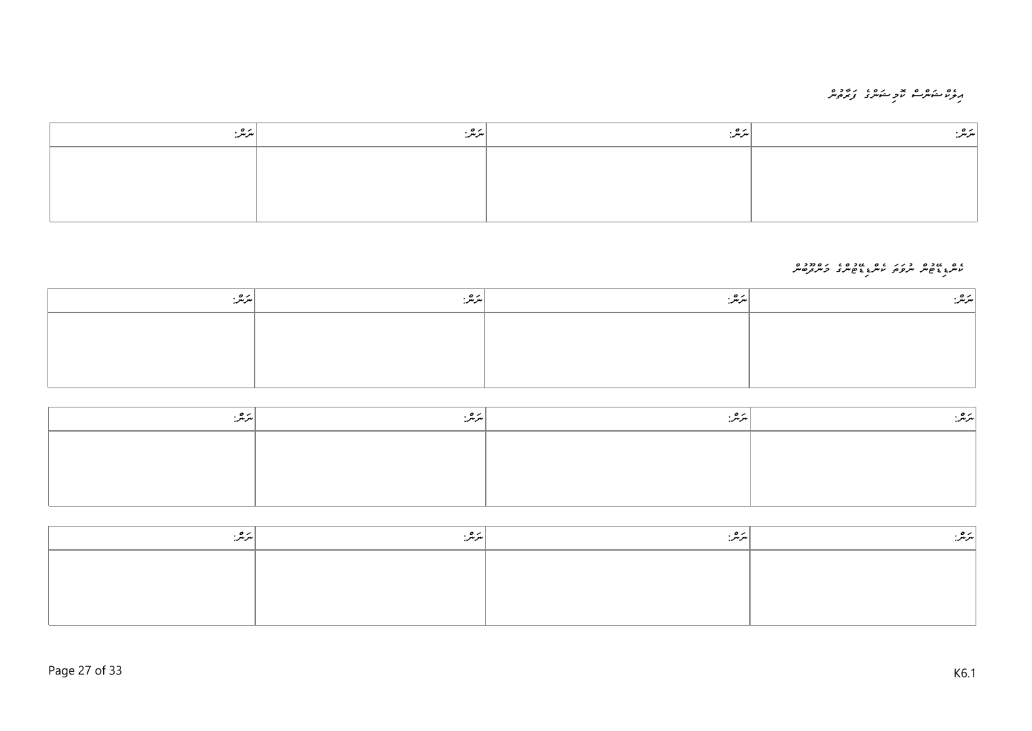# އިލެކްޝަންސް ކޮމިޝަނުގެ ފޯމެއް

| ނަރުޒ: | ނަރުޒ: | ނަރުޒ: | ނަރުޒ: |
|---|---|---|---|
| | | | |

## ކުންފުނީގެ ނުވަތަ ކުންފުނީގެ މަސްދޫކުރެ

| ނަރުޒ: | ނަރުޒ: | ނަރުޒ: | ނަރުޒ: |
|---|---|---|---|
| | | | |

| ނަރުޒ: | ނަރުޒ: | ނަރުޒ: | ނަރުޒ: |
|---|---|---|---|
| | | | |

| ނަރުޒ: | ނަރުޒ: | ނަރުޒ: | ނަރުޒ: |
|---|---|---|---|
| | | | |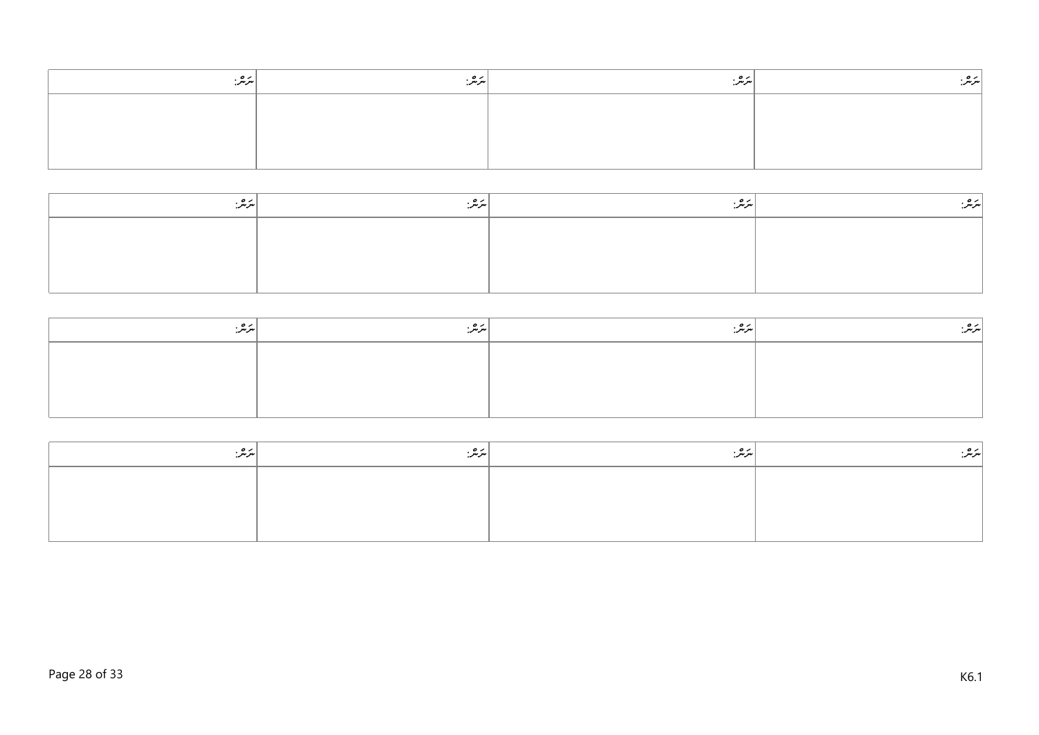| ނަންބަރު: | ނަންބަރު: | ނަންބަރު: | ނަންބަރު: |
|---|---|---|---|
| | | | |

| ނަންބަރު: | ނަންބަރު: | ނަންބަރު: | ނަންބަރު: |
|---|---|---|---|
| | | | |

| ނަންބަރު: | ނަންބަރު: | ނަންބަރު: | ނަންބަރު: |
|---|---|---|---|
| | | | |

| ނަންބަރު: | ނަންބަރު: | ނަންބަރު: | ނަންބަރު: |
|---|---|---|---|
| | | | |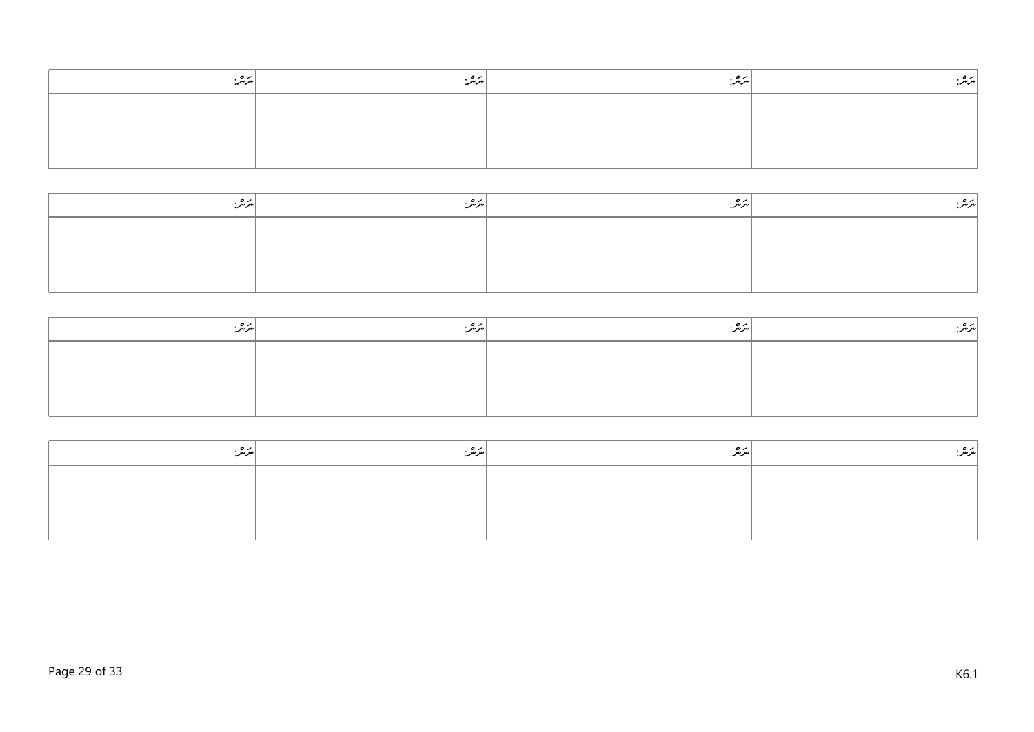| ىَرَىْ: | ىَرَىْ: | ىَرَىْ: | ىَرَىْ: |
| --- | --- | --- | --- |
| | | | |

| ىَرَىْ: | ىَرَىْ: | ىَرَىْ: | ىَرَىْ: |
| --- | --- | --- | --- |
| | | | |

| ىَرَىْ: | ىَرَىْ: | ىَرَىْ: | ىَرَىْ: |
| --- | --- | --- | --- |
| | | | |

| ىَرَىْ: | ىَرَىْ: | ىَرَىْ: | ىَرَىْ: |
| --- | --- | --- | --- |
| | | | |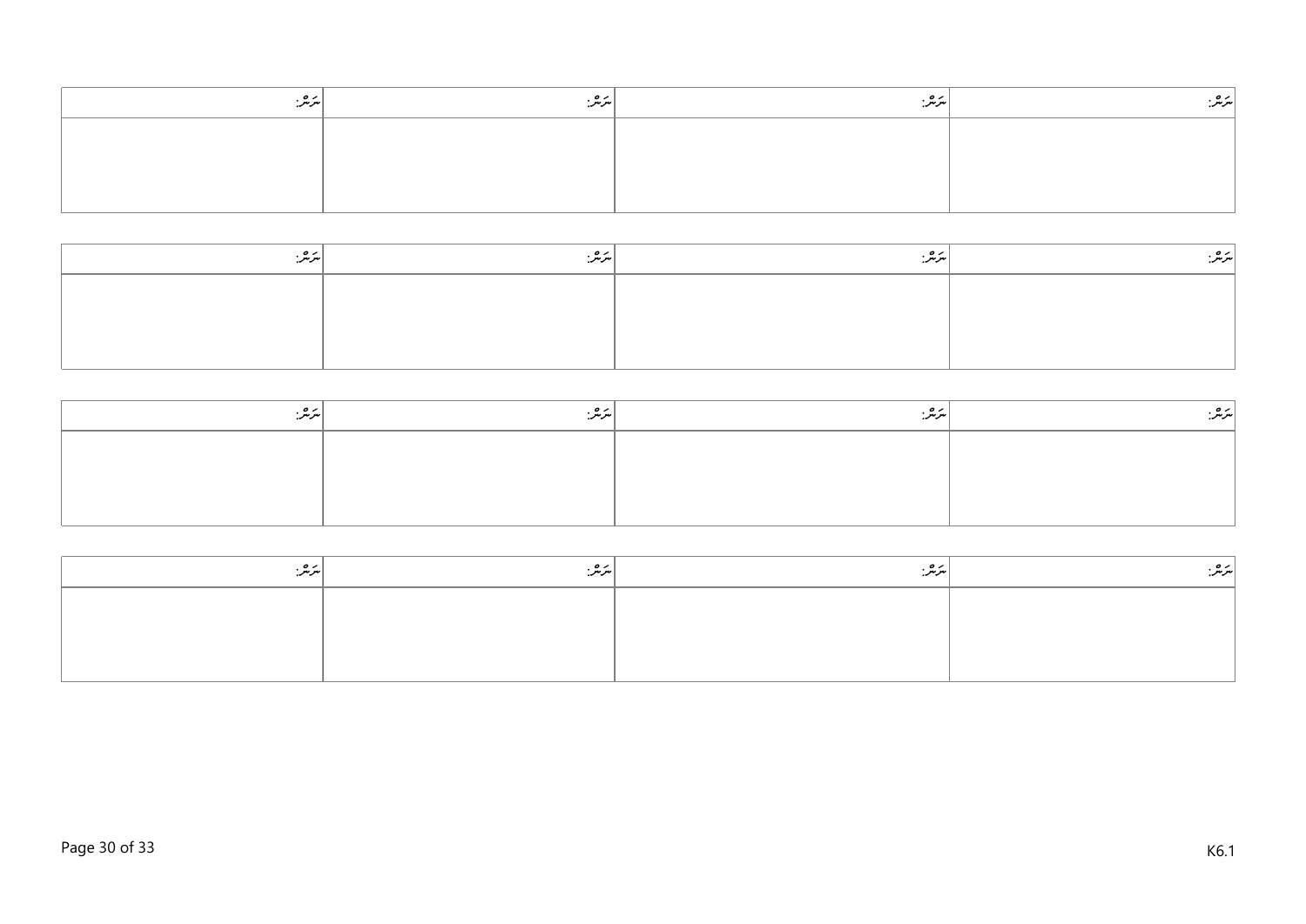| ނަންބަރު: | ނަންބަރު: | ނަންބަރު: | ނަންބަރު: |
|---|---|---|---|
| | | | |

| ނަންބަރު: | ނަންބަރު: | ނަންބަރު: | ނަންބަރު: |
|---|---|---|---|
| | | | |

| ނަންބަރު: | ނަންބަރު: | ނަންބަރު: | ނަންބަރު: |
|---|---|---|---|
| | | | |

| ނަންބަރު: | ނަންބަރު: | ނަންބަރު: | ނަންބަރު: |
|---|---|---|---|
| | | | |

K6.1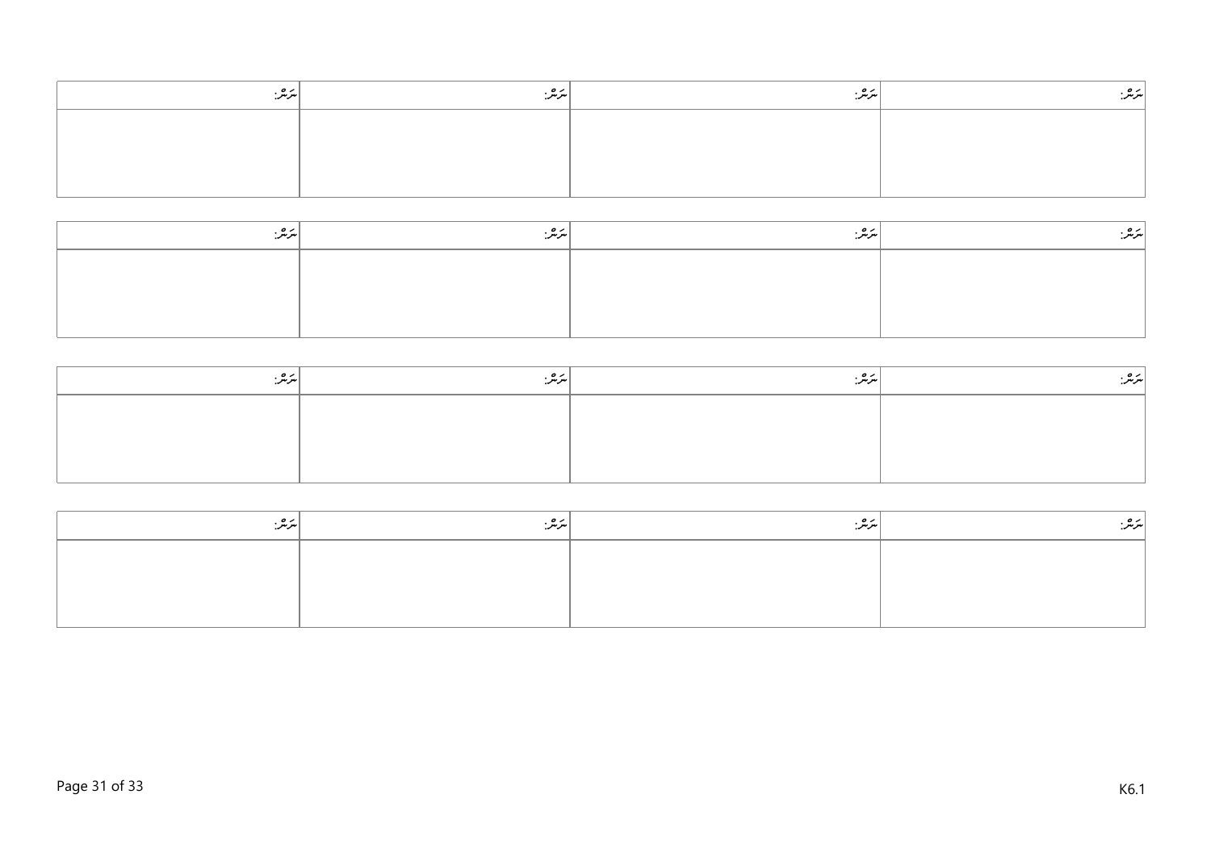| ނަމަ: | ނަމަ: | ނަމަ: | ނަމަ: |
|---|---|---|---|
| | | | |

| ނަމަ: | ނަމަ: | ނަމަ: | ނަމަ: |
|---|---|---|---|
| | | | |

| ނަމަ: | ނަމަ: | ނަމަ: | ނަމަ: |
|---|---|---|---|
| | | | |

| ނަމަ: | ނަމަ: | ނަމަ: | ނަމަ: |
|---|---|---|---|
| | | | |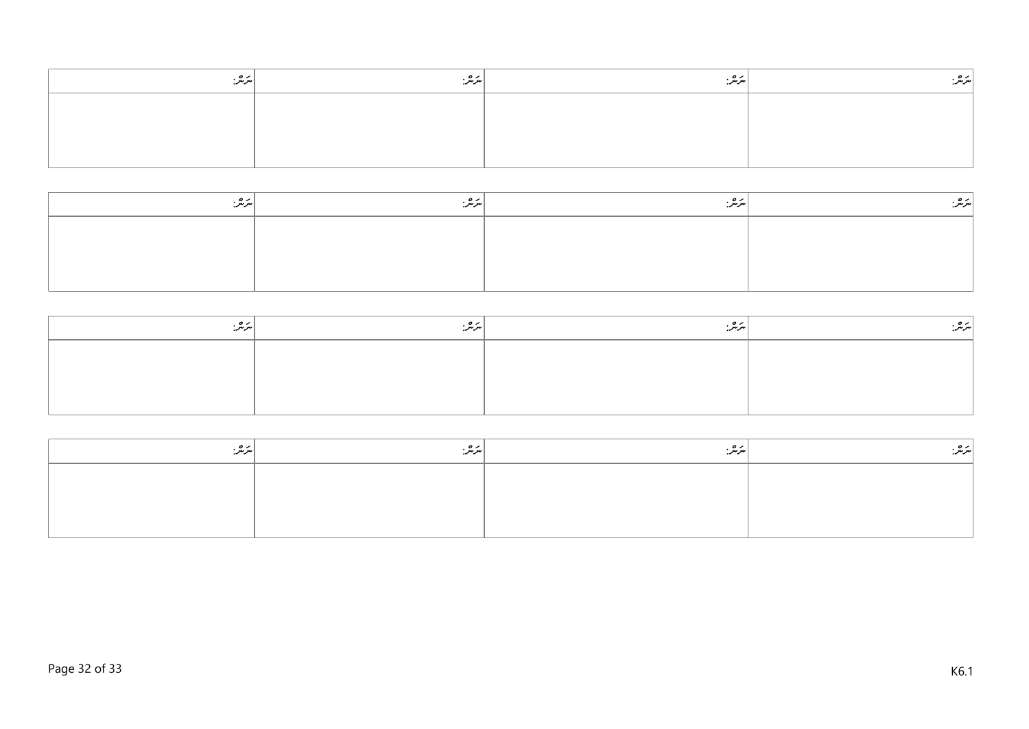| ތަރީޚް: | ތަރީޚް: | ތަރީޚް: | ތަރީޚް: |
|---|---|---|---|
| | | | |

| ތަރީޚް: | ތަރީޚް: | ތަރީޚް: | ތަރީޚް: |
|---|---|---|---|
| | | | |

| ތަރީޚް: | ތަރީޚް: | ތަރީޚް: | ތަރީޚް: |
|---|---|---|---|
| | | | |

| ތަރީޚް: | ތަރީޚް: | ތަރީޚް: | ތަރީޚް: |
|---|---|---|---|
| | | | |

K6.1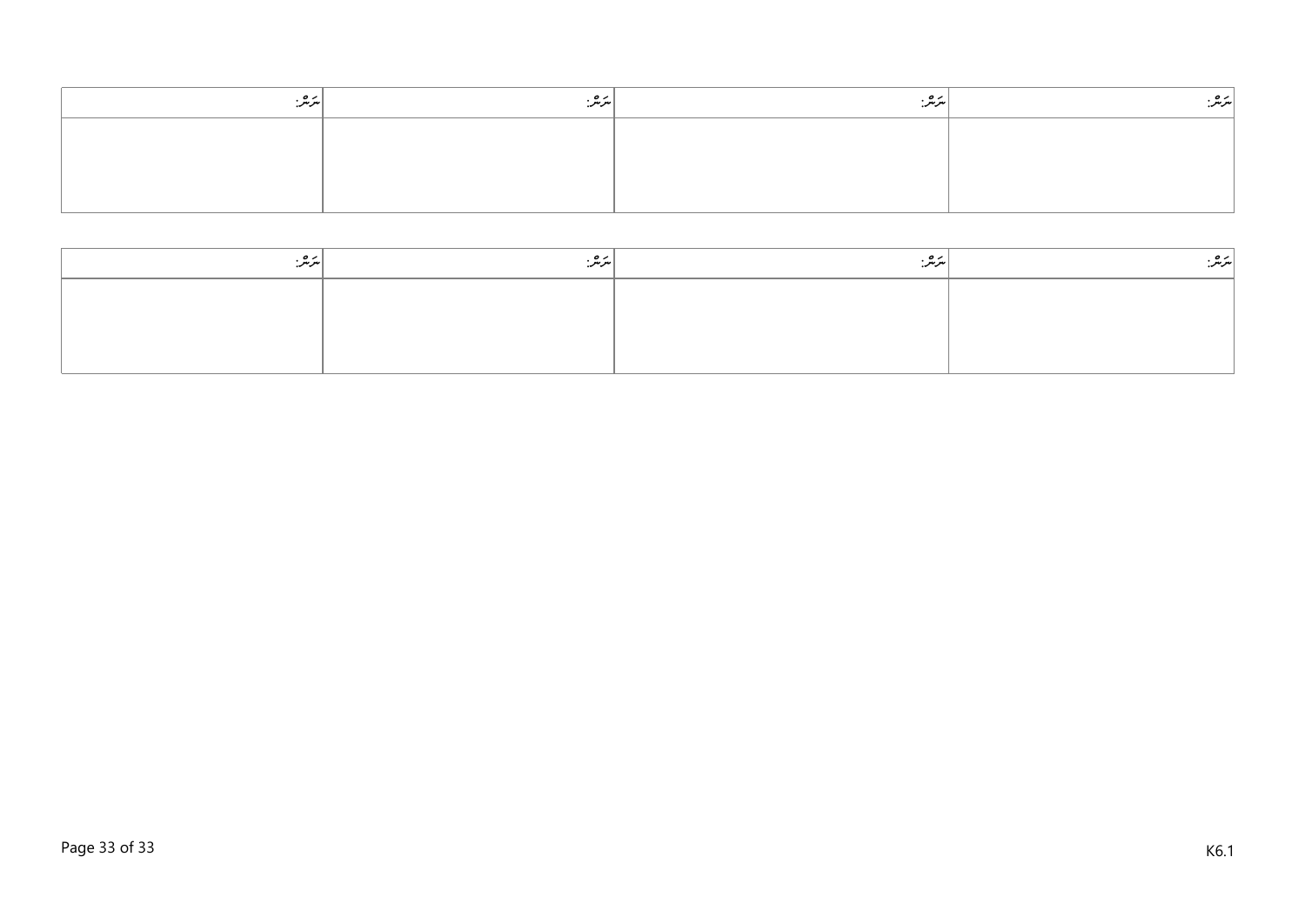| ނަންބަރު: | ނަންބަރު: | ނަންބަރު: | ނަންބަރު: |
|---|---|---|---|
| | | | |

| ނަންބަރު: | ނަންބަރު: | ނަންބަރު: | ނަންބަރު: |
|---|---|---|---|
| | | | |